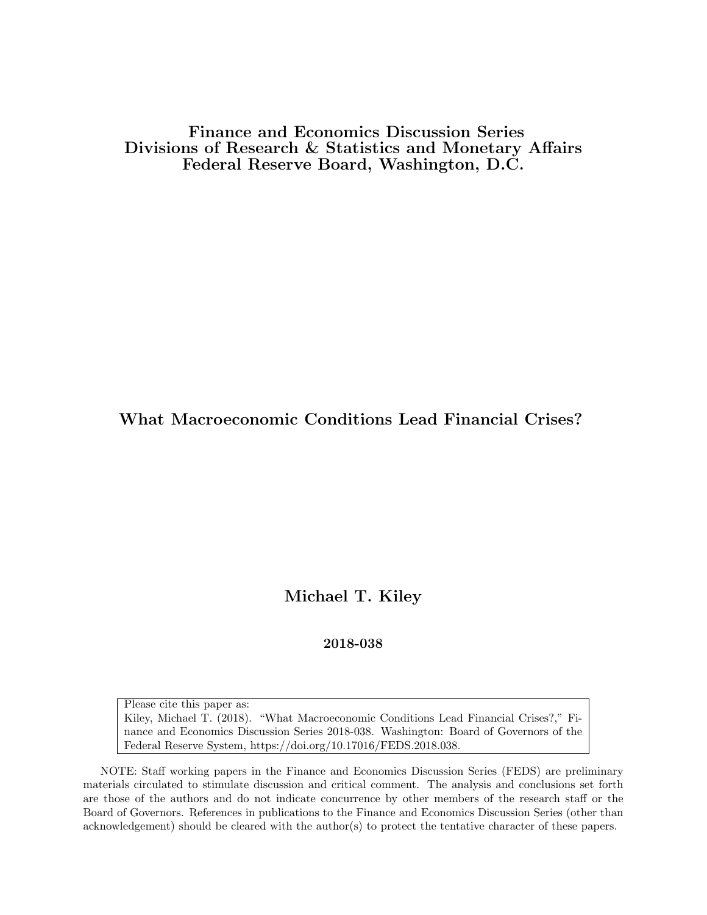**Finance and Economics Discussion Series**
**Divisions of Research & Statistics and Monetary Affairs**
**Federal Reserve Board, Washington, D.C.**

# What Macroeconomic Conditions Lead Financial Crises?

**Michael T. Kiley**

**2018-038**

Please cite this paper as:
Kiley, Michael T. (2018). "What Macroeconomic Conditions Lead Financial Crises?," Finance and Economics Discussion Series 2018-038. Washington: Board of Governors of the Federal Reserve System, https://doi.org/10.17016/FEDS.2018.038.

NOTE: Staff working papers in the Finance and Economics Discussion Series (FEDS) are preliminary materials circulated to stimulate discussion and critical comment. The analysis and conclusions set forth are those of the authors and do not indicate concurrence by other members of the research staff or the Board of Governors. References in publications to the Finance and Economics Discussion Series (other than acknowledgement) should be cleared with the author(s) to protect the tentative character of these papers.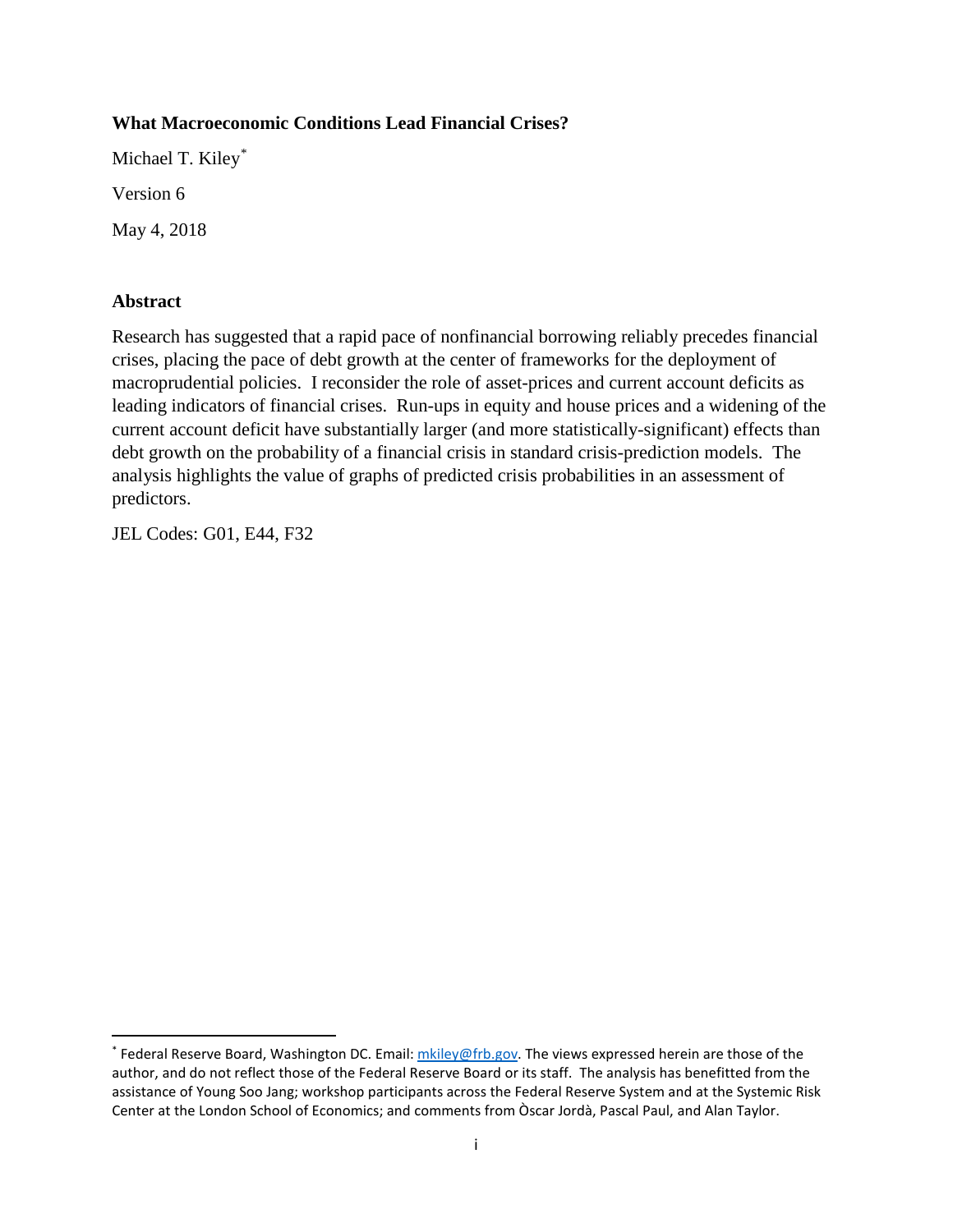**What Macroeconomic Conditions Lead Financial Crises?**

Michael T. Kiley[*]

Version 6

May 4, 2018

**Abstract**

Research has suggested that a rapid pace of nonfinancial borrowing reliably precedes financial crises, placing the pace of debt growth at the center of frameworks for the deployment of macroprudential policies. I reconsider the role of asset-prices and current account deficits as leading indicators of financial crises. Run-ups in equity and house prices and a widening of the current account deficit have substantially larger (and more statistically-significant) effects than debt growth on the probability of a financial crisis in standard crisis-prediction models. The analysis highlights the value of graphs of predicted crisis probabilities in an assessment of predictors.

JEL Codes: G01, E44, F32

---

[*] Federal Reserve Board, Washington DC. Email: mkiley@frb.gov. The views expressed herein are those of the author, and do not reflect those of the Federal Reserve Board or its staff. The analysis has benefitted from the assistance of Young Soo Jang; workshop participants across the Federal Reserve System and at the Systemic Risk Center at the London School of Economics; and comments from Òscar Jordà, Pascal Paul, and Alan Taylor.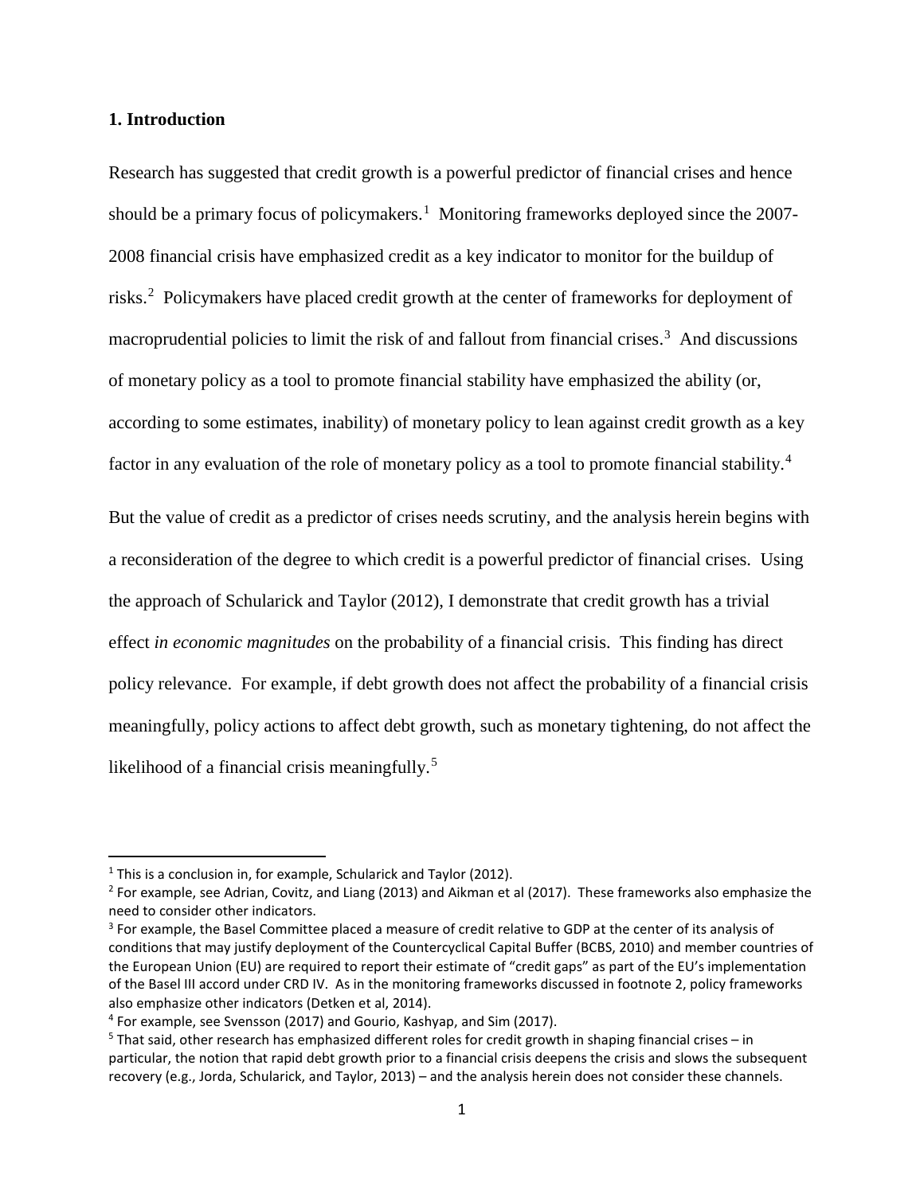## 1. Introduction

Research has suggested that credit growth is a powerful predictor of financial crises and hence should be a primary focus of policymakers.[1] Monitoring frameworks deployed since the 2007-2008 financial crisis have emphasized credit as a key indicator to monitor for the buildup of risks.[2] Policymakers have placed credit growth at the center of frameworks for deployment of macroprudential policies to limit the risk of and fallout from financial crises.[3] And discussions of monetary policy as a tool to promote financial stability have emphasized the ability (or, according to some estimates, inability) of monetary policy to lean against credit growth as a key factor in any evaluation of the role of monetary policy as a tool to promote financial stability.[4]

But the value of credit as a predictor of crises needs scrutiny, and the analysis herein begins with a reconsideration of the degree to which credit is a powerful predictor of financial crises. Using the approach of Schularick and Taylor (2012), I demonstrate that credit growth has a trivial effect *in economic magnitudes* on the probability of a financial crisis. This finding has direct policy relevance. For example, if debt growth does not affect the probability of a financial crisis meaningfully, policy actions to affect debt growth, such as monetary tightening, do not affect the likelihood of a financial crisis meaningfully.[5]

---

[1] This is a conclusion in, for example, Schularick and Taylor (2012).

[2] For example, see Adrian, Covitz, and Liang (2013) and Aikman et al (2017). These frameworks also emphasize the need to consider other indicators.

[3] For example, the Basel Committee placed a measure of credit relative to GDP at the center of its analysis of conditions that may justify deployment of the Countercyclical Capital Buffer (BCBS, 2010) and member countries of the European Union (EU) are required to report their estimate of "credit gaps" as part of the EU's implementation of the Basel III accord under CRD IV. As in the monitoring frameworks discussed in footnote 2, policy frameworks also emphasize other indicators (Detken et al, 2014).

[4] For example, see Svensson (2017) and Gourio, Kashyap, and Sim (2017).

[5] That said, other research has emphasized different roles for credit growth in shaping financial crises – in particular, the notion that rapid debt growth prior to a financial crisis deepens the crisis and slows the subsequent recovery (e.g., Jorda, Schularick, and Taylor, 2013) – and the analysis herein does not consider these channels.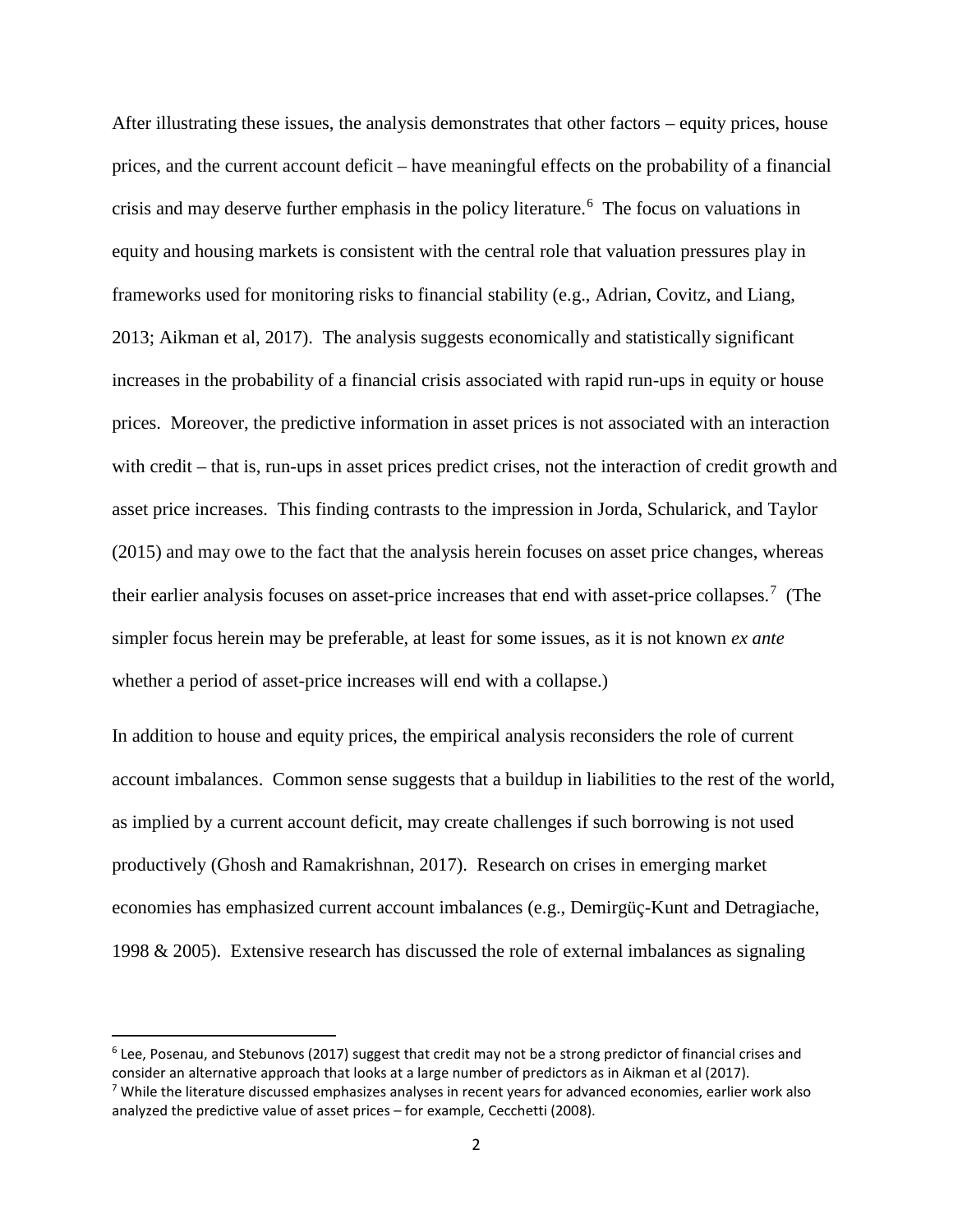After illustrating these issues, the analysis demonstrates that other factors – equity prices, house prices, and the current account deficit – have meaningful effects on the probability of a financial crisis and may deserve further emphasis in the policy literature.[6] The focus on valuations in equity and housing markets is consistent with the central role that valuation pressures play in frameworks used for monitoring risks to financial stability (e.g., Adrian, Covitz, and Liang, 2013; Aikman et al, 2017). The analysis suggests economically and statistically significant increases in the probability of a financial crisis associated with rapid run-ups in equity or house prices. Moreover, the predictive information in asset prices is not associated with an interaction with credit – that is, run-ups in asset prices predict crises, not the interaction of credit growth and asset price increases. This finding contrasts to the impression in Jorda, Schularick, and Taylor (2015) and may owe to the fact that the analysis herein focuses on asset price changes, whereas their earlier analysis focuses on asset-price increases that end with asset-price collapses.[7] (The simpler focus herein may be preferable, at least for some issues, as it is not known *ex ante* whether a period of asset-price increases will end with a collapse.)

In addition to house and equity prices, the empirical analysis reconsiders the role of current account imbalances. Common sense suggests that a buildup in liabilities to the rest of the world, as implied by a current account deficit, may create challenges if such borrowing is not used productively (Ghosh and Ramakrishnan, 2017). Research on crises in emerging market economies has emphasized current account imbalances (e.g., Demirgüç-Kunt and Detragiache, 1998 & 2005). Extensive research has discussed the role of external imbalances as signaling

[6] Lee, Posenau, and Stebunovs (2017) suggest that credit may not be a strong predictor of financial crises and consider an alternative approach that looks at a large number of predictors as in Aikman et al (2017).

[7] While the literature discussed emphasizes analyses in recent years for advanced economies, earlier work also analyzed the predictive value of asset prices – for example, Cecchetti (2008).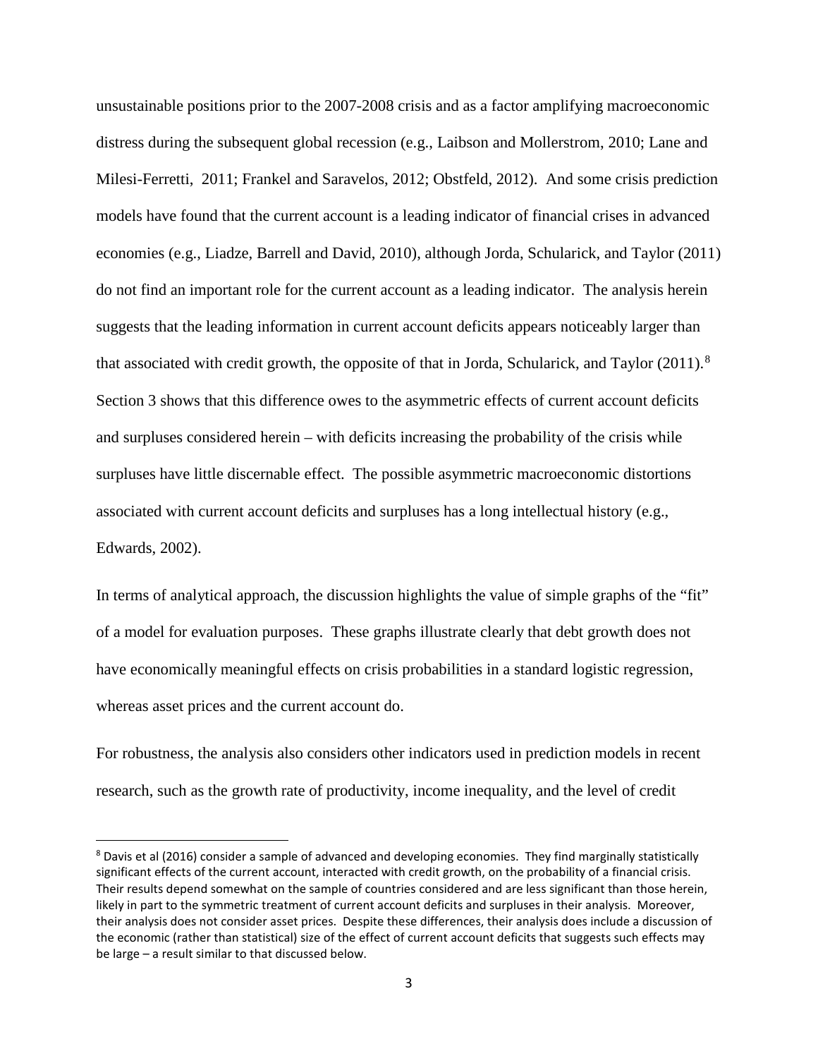unsustainable positions prior to the 2007-2008 crisis and as a factor amplifying macroeconomic distress during the subsequent global recession (e.g., Laibson and Mollerstrom, 2010; Lane and Milesi-Ferretti, 2011; Frankel and Saravelos, 2012; Obstfeld, 2012). And some crisis prediction models have found that the current account is a leading indicator of financial crises in advanced economies (e.g., Liadze, Barrell and David, 2010), although Jorda, Schularick, and Taylor (2011) do not find an important role for the current account as a leading indicator. The analysis herein suggests that the leading information in current account deficits appears noticeably larger than that associated with credit growth, the opposite of that in Jorda, Schularick, and Taylor (2011).[8] Section 3 shows that this difference owes to the asymmetric effects of current account deficits and surpluses considered herein – with deficits increasing the probability of the crisis while surpluses have little discernable effect. The possible asymmetric macroeconomic distortions associated with current account deficits and surpluses has a long intellectual history (e.g., Edwards, 2002).

In terms of analytical approach, the discussion highlights the value of simple graphs of the "fit" of a model for evaluation purposes. These graphs illustrate clearly that debt growth does not have economically meaningful effects on crisis probabilities in a standard logistic regression, whereas asset prices and the current account do.

For robustness, the analysis also considers other indicators used in prediction models in recent research, such as the growth rate of productivity, income inequality, and the level of credit

[8] Davis et al (2016) consider a sample of advanced and developing economies. They find marginally statistically significant effects of the current account, interacted with credit growth, on the probability of a financial crisis. Their results depend somewhat on the sample of countries considered and are less significant than those herein, likely in part to the symmetric treatment of current account deficits and surpluses in their analysis. Moreover, their analysis does not consider asset prices. Despite these differences, their analysis does include a discussion of the economic (rather than statistical) size of the effect of current account deficits that suggests such effects may be large – a result similar to that discussed below.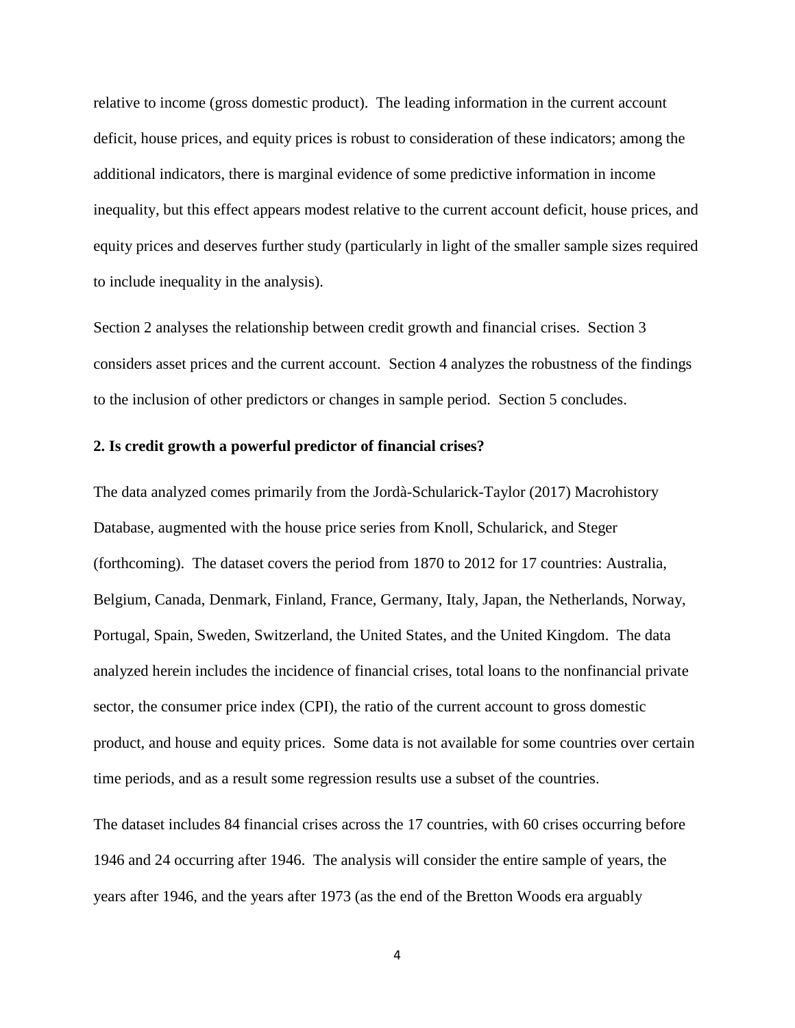relative to income (gross domestic product). The leading information in the current account deficit, house prices, and equity prices is robust to consideration of these indicators; among the additional indicators, there is marginal evidence of some predictive information in income inequality, but this effect appears modest relative to the current account deficit, house prices, and equity prices and deserves further study (particularly in light of the smaller sample sizes required to include inequality in the analysis).

Section 2 analyses the relationship between credit growth and financial crises. Section 3 considers asset prices and the current account. Section 4 analyzes the robustness of the findings to the inclusion of other predictors or changes in sample period. Section 5 concludes.

## 2. Is credit growth a powerful predictor of financial crises?

The data analyzed comes primarily from the Jordà-Schularick-Taylor (2017) Macrohistory Database, augmented with the house price series from Knoll, Schularick, and Steger (forthcoming). The dataset covers the period from 1870 to 2012 for 17 countries: Australia, Belgium, Canada, Denmark, Finland, France, Germany, Italy, Japan, the Netherlands, Norway, Portugal, Spain, Sweden, Switzerland, the United States, and the United Kingdom. The data analyzed herein includes the incidence of financial crises, total loans to the nonfinancial private sector, the consumer price index (CPI), the ratio of the current account to gross domestic product, and house and equity prices. Some data is not available for some countries over certain time periods, and as a result some regression results use a subset of the countries.

The dataset includes 84 financial crises across the 17 countries, with 60 crises occurring before 1946 and 24 occurring after 1946. The analysis will consider the entire sample of years, the years after 1946, and the years after 1973 (as the end of the Bretton Woods era arguably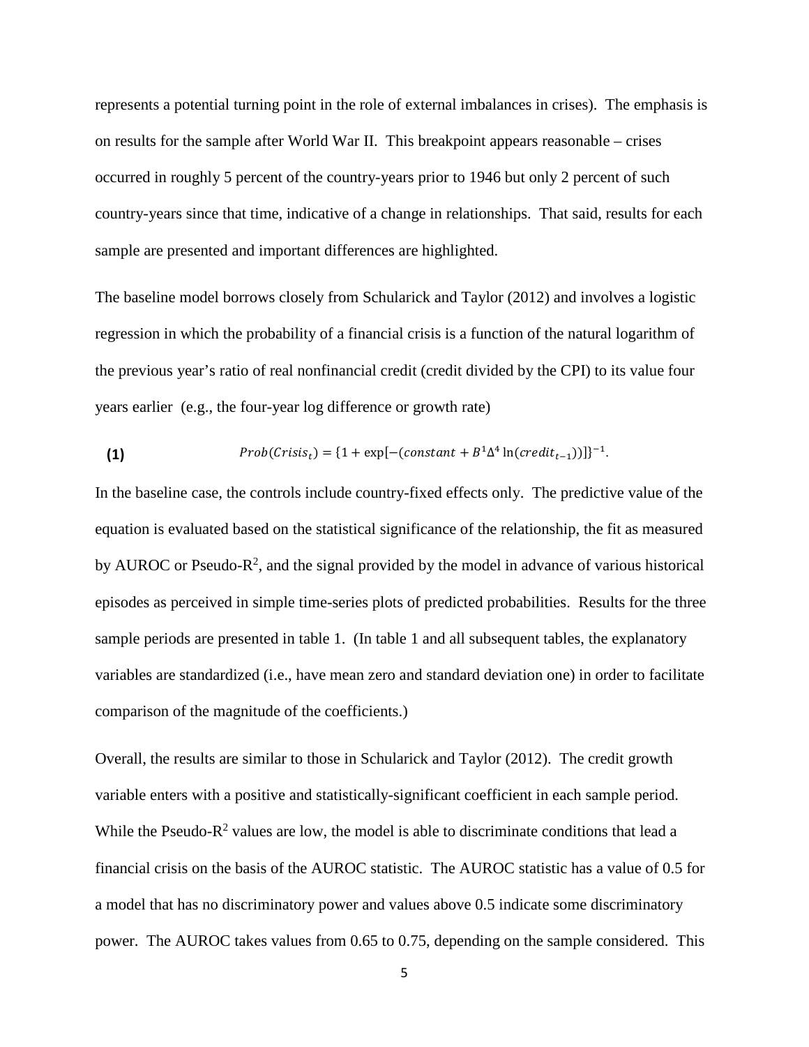represents a potential turning point in the role of external imbalances in crises). The emphasis is on results for the sample after World War II. This breakpoint appears reasonable – crises occurred in roughly 5 percent of the country-years prior to 1946 but only 2 percent of such country-years since that time, indicative of a change in relationships. That said, results for each sample are presented and important differences are highlighted.

The baseline model borrows closely from Schularick and Taylor (2012) and involves a logistic regression in which the probability of a financial crisis is a function of the natural logarithm of the previous year's ratio of real nonfinancial credit (credit divided by the CPI) to its value four years earlier (e.g., the four-year log difference or growth rate)

**(1)** $$Prob(Crisis_t) = \{1 + \exp[-(constant + B^1 \Delta^4 \ln(credit_{t-1}))]\}^{-1}.$$

In the baseline case, the controls include country-fixed effects only. The predictive value of the equation is evaluated based on the statistical significance of the relationship, the fit as measured by AUROC or Pseudo-$R^2$, and the signal provided by the model in advance of various historical episodes as perceived in simple time-series plots of predicted probabilities. Results for the three sample periods are presented in table 1. (In table 1 and all subsequent tables, the explanatory variables are standardized (i.e., have mean zero and standard deviation one) in order to facilitate comparison of the magnitude of the coefficients.)

Overall, the results are similar to those in Schularick and Taylor (2012). The credit growth variable enters with a positive and statistically-significant coefficient in each sample period. While the Pseudo-$R^2$ values are low, the model is able to discriminate conditions that lead a financial crisis on the basis of the AUROC statistic. The AUROC statistic has a value of 0.5 for a model that has no discriminatory power and values above 0.5 indicate some discriminatory power. The AUROC takes values from 0.65 to 0.75, depending on the sample considered. This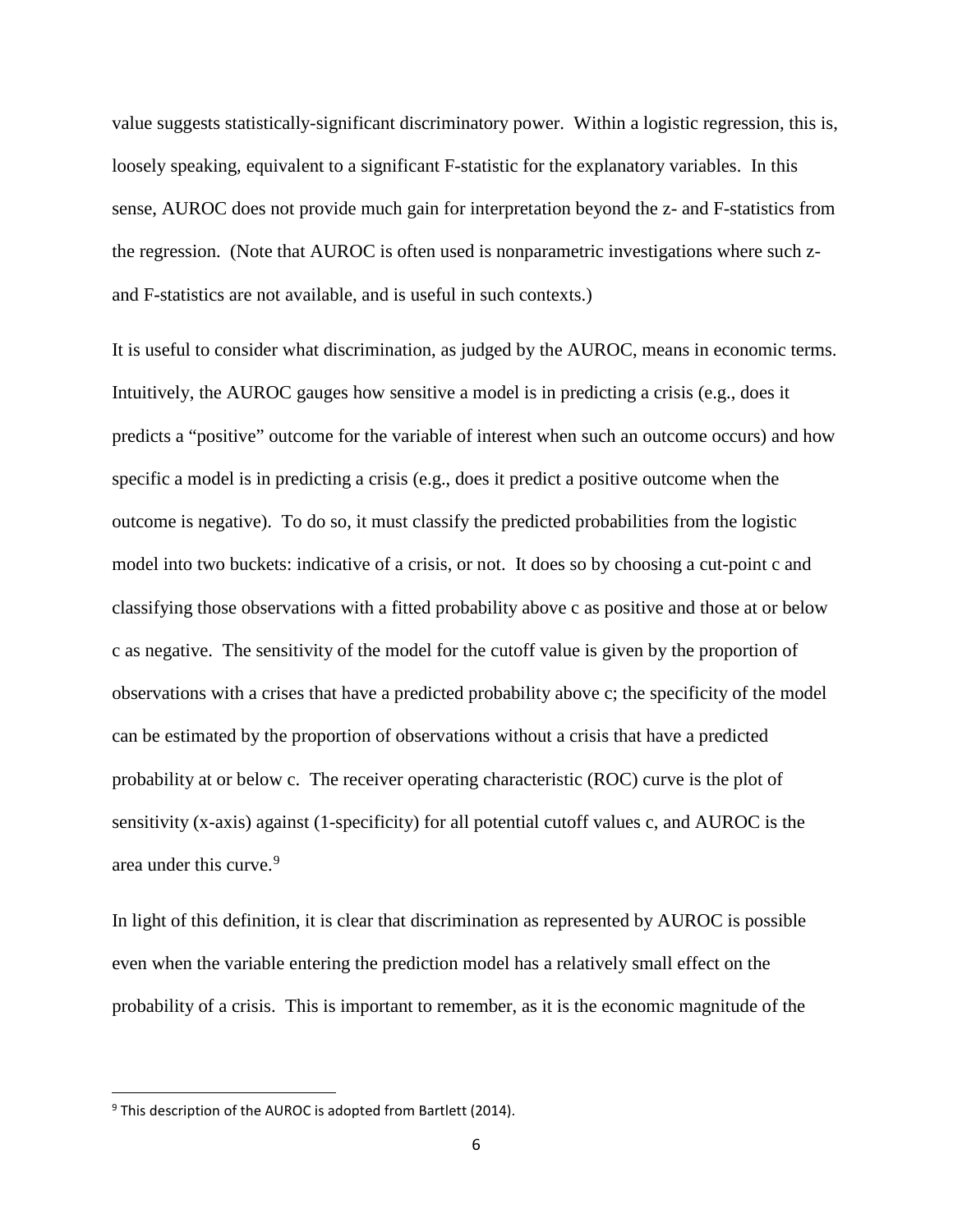value suggests statistically-significant discriminatory power. Within a logistic regression, this is, loosely speaking, equivalent to a significant F-statistic for the explanatory variables. In this sense, AUROC does not provide much gain for interpretation beyond the z- and F-statistics from the regression. (Note that AUROC is often used is nonparametric investigations where such z- and F-statistics are not available, and is useful in such contexts.)

It is useful to consider what discrimination, as judged by the AUROC, means in economic terms. Intuitively, the AUROC gauges how sensitive a model is in predicting a crisis (e.g., does it predicts a "positive" outcome for the variable of interest when such an outcome occurs) and how specific a model is in predicting a crisis (e.g., does it predict a positive outcome when the outcome is negative). To do so, it must classify the predicted probabilities from the logistic model into two buckets: indicative of a crisis, or not. It does so by choosing a cut-point c and classifying those observations with a fitted probability above c as positive and those at or below c as negative. The sensitivity of the model for the cutoff value is given by the proportion of observations with a crises that have a predicted probability above c; the specificity of the model can be estimated by the proportion of observations without a crisis that have a predicted probability at or below c. The receiver operating characteristic (ROC) curve is the plot of sensitivity (x-axis) against (1-specificity) for all potential cutoff values c, and AUROC is the area under this curve.[9]

In light of this definition, it is clear that discrimination as represented by AUROC is possible even when the variable entering the prediction model has a relatively small effect on the probability of a crisis. This is important to remember, as it is the economic magnitude of the

[9] This description of the AUROC is adopted from Bartlett (2014).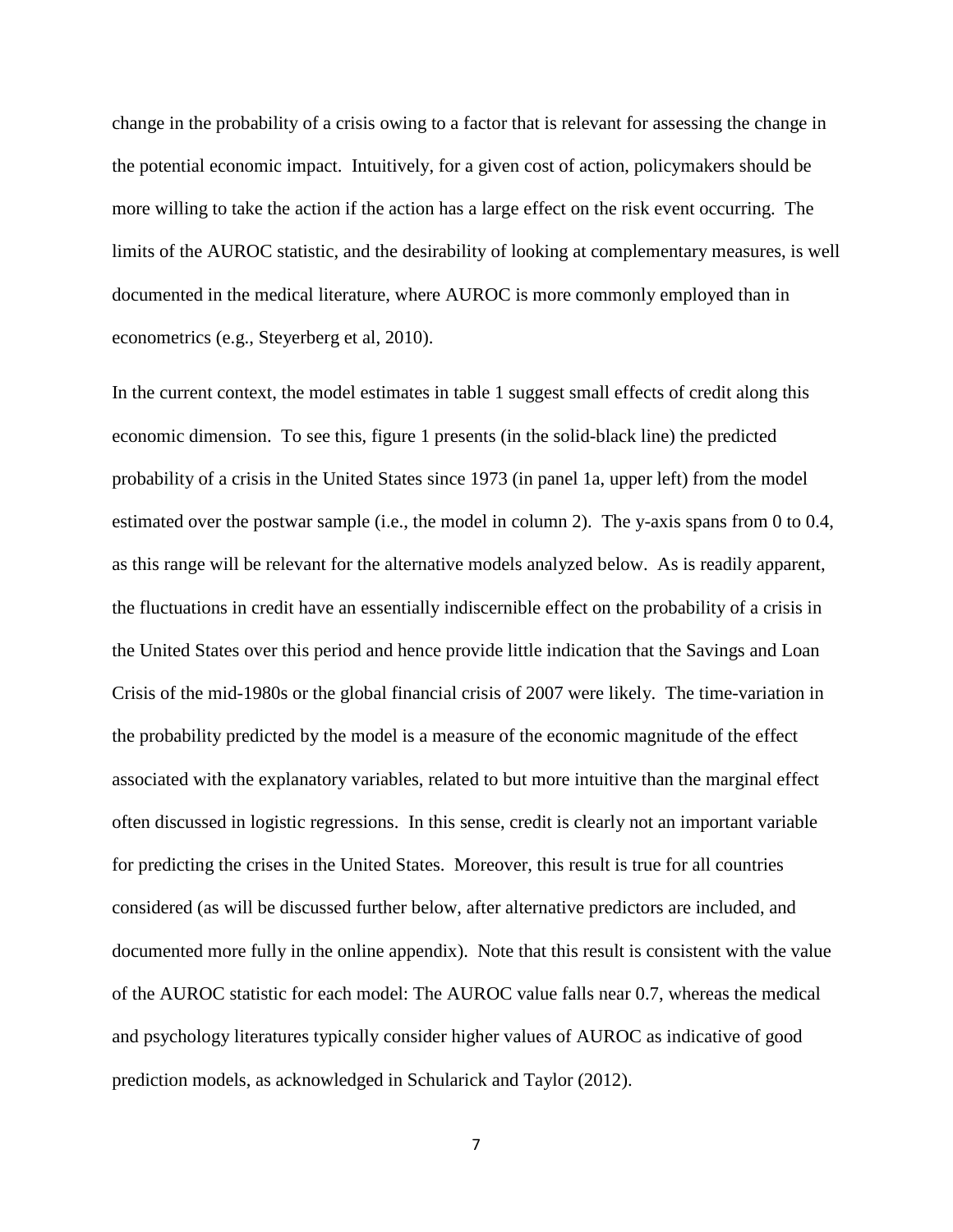change in the probability of a crisis owing to a factor that is relevant for assessing the change in the potential economic impact. Intuitively, for a given cost of action, policymakers should be more willing to take the action if the action has a large effect on the risk event occurring. The limits of the AUROC statistic, and the desirability of looking at complementary measures, is well documented in the medical literature, where AUROC is more commonly employed than in econometrics (e.g., Steyerberg et al, 2010).

In the current context, the model estimates in table 1 suggest small effects of credit along this economic dimension. To see this, figure 1 presents (in the solid-black line) the predicted probability of a crisis in the United States since 1973 (in panel 1a, upper left) from the model estimated over the postwar sample (i.e., the model in column 2). The y-axis spans from 0 to 0.4, as this range will be relevant for the alternative models analyzed below. As is readily apparent, the fluctuations in credit have an essentially indiscernible effect on the probability of a crisis in the United States over this period and hence provide little indication that the Savings and Loan Crisis of the mid-1980s or the global financial crisis of 2007 were likely. The time-variation in the probability predicted by the model is a measure of the economic magnitude of the effect associated with the explanatory variables, related to but more intuitive than the marginal effect often discussed in logistic regressions. In this sense, credit is clearly not an important variable for predicting the crises in the United States. Moreover, this result is true for all countries considered (as will be discussed further below, after alternative predictors are included, and documented more fully in the online appendix). Note that this result is consistent with the value of the AUROC statistic for each model: The AUROC value falls near 0.7, whereas the medical and psychology literatures typically consider higher values of AUROC as indicative of good prediction models, as acknowledged in Schularick and Taylor (2012).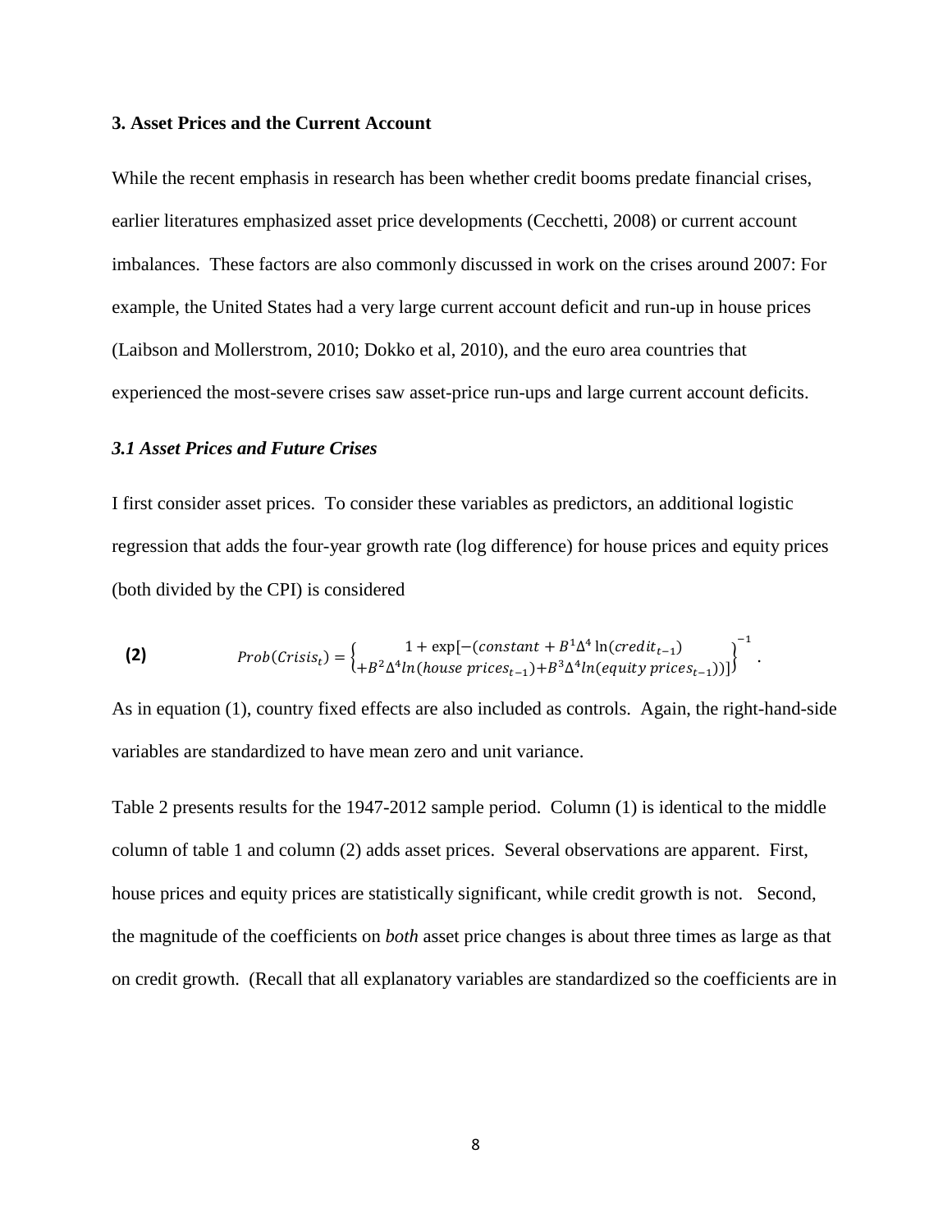## 3. Asset Prices and the Current Account

While the recent emphasis in research has been whether credit booms predate financial crises, earlier literatures emphasized asset price developments (Cecchetti, 2008) or current account imbalances. These factors are also commonly discussed in work on the crises around 2007: For example, the United States had a very large current account deficit and run-up in house prices (Laibson and Mollerstrom, 2010; Dokko et al, 2010), and the euro area countries that experienced the most-severe crises saw asset-price run-ups and large current account deficits.

### *3.1 Asset Prices and Future Crises*

I first consider asset prices. To consider these variables as predictors, an additional logistic regression that adds the four-year growth rate (log difference) for house prices and equity prices (both divided by the CPI) is considered

$$\textbf{(2)} \qquad Prob(Crisis_t) = \left\{ \begin{matrix} 1 + \exp[-(constant + B^1 \Delta^4 \ln(credit_{t-1}) \\ + B^2 \Delta^4 ln(house\ prices_{t-1}) + B^3 \Delta^4 ln(equity\ prices_{t-1}))] \end{matrix} \right\}^{-1} .$$

As in equation (1), country fixed effects are also included as controls. Again, the right-hand-side variables are standardized to have mean zero and unit variance.

Table 2 presents results for the 1947-2012 sample period. Column (1) is identical to the middle column of table 1 and column (2) adds asset prices. Several observations are apparent. First, house prices and equity prices are statistically significant, while credit growth is not. Second, the magnitude of the coefficients on *both* asset price changes is about three times as large as that on credit growth. (Recall that all explanatory variables are standardized so the coefficients are in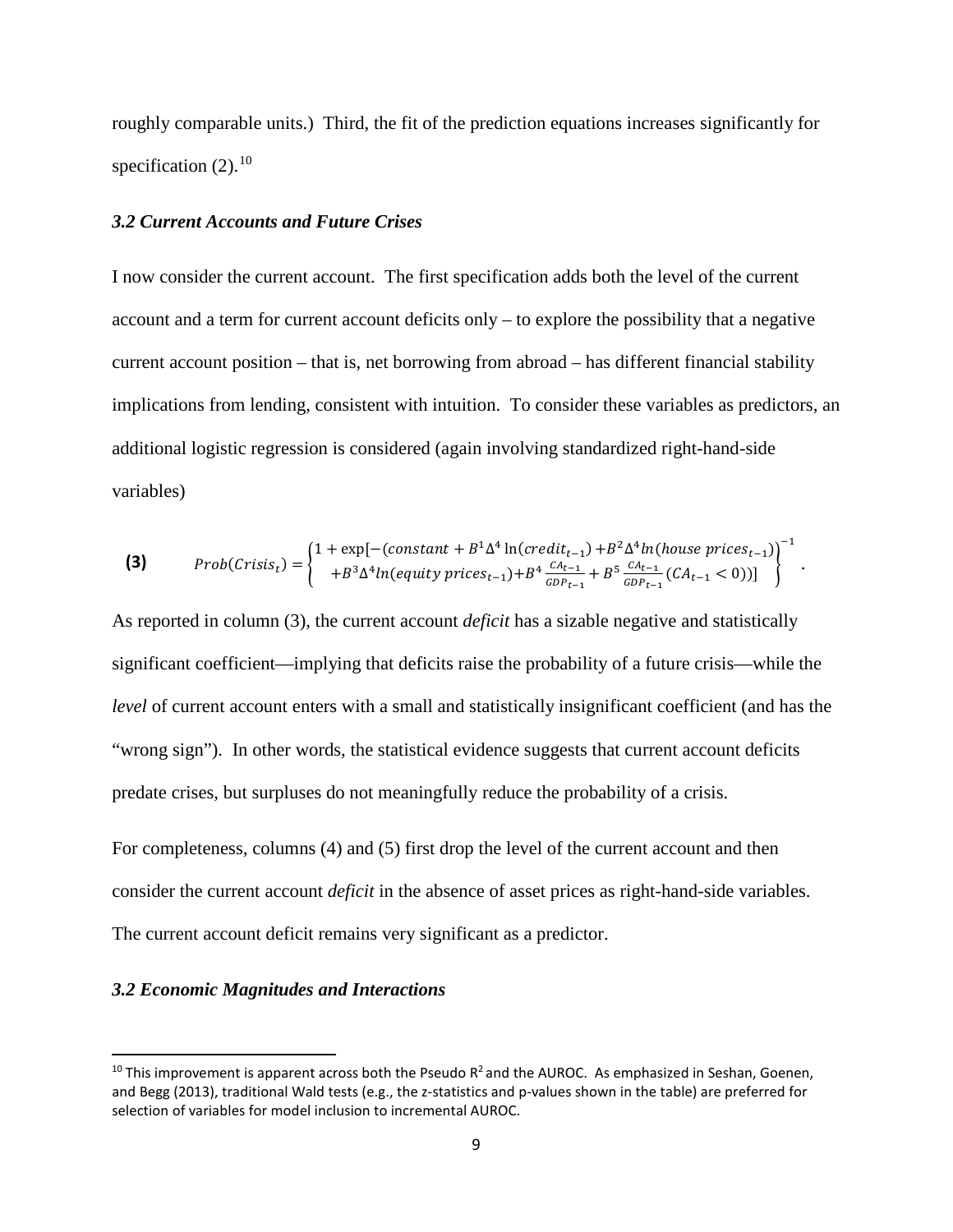roughly comparable units.) Third, the fit of the prediction equations increases significantly for specification (2).[10]

### *3.2 Current Accounts and Future Crises*

I now consider the current account. The first specification adds both the level of the current account and a term for current account deficits only – to explore the possibility that a negative current account position – that is, net borrowing from abroad – has different financial stability implications from lending, consistent with intuition. To consider these variables as predictors, an additional logistic regression is considered (again involving standardized right-hand-side variables)

$$\textbf{(3)} \qquad Prob(Crisis_t) = \begin{Bmatrix} 1 + \exp[-(constant + B^1\Delta^4 \ln(credit_{t-1}) + B^2\Delta^4 ln(house\ prices_{t-1})) \\ +B^3\Delta^4 ln(equity\ prices_{t-1}) + B^4\frac{CA_{t-1}}{GDP_{t-1}} + B^5\frac{CA_{t-1}}{GDP_{t-1}}(CA_{t-1} < 0))] \end{Bmatrix}^{-1} .$$

As reported in column (3), the current account *deficit* has a sizable negative and statistically significant coefficient—implying that deficits raise the probability of a future crisis—while the *level* of current account enters with a small and statistically insignificant coefficient (and has the "wrong sign"). In other words, the statistical evidence suggests that current account deficits predate crises, but surpluses do not meaningfully reduce the probability of a crisis.

For completeness, columns (4) and (5) first drop the level of the current account and then consider the current account *deficit* in the absence of asset prices as right-hand-side variables. The current account deficit remains very significant as a predictor.

### *3.2 Economic Magnitudes and Interactions*

---

[10] This improvement is apparent across both the Pseudo $R^2$ and the AUROC. As emphasized in Seshan, Goenen, and Begg (2013), traditional Wald tests (e.g., the z-statistics and p-values shown in the table) are preferred for selection of variables for model inclusion to incremental AUROC.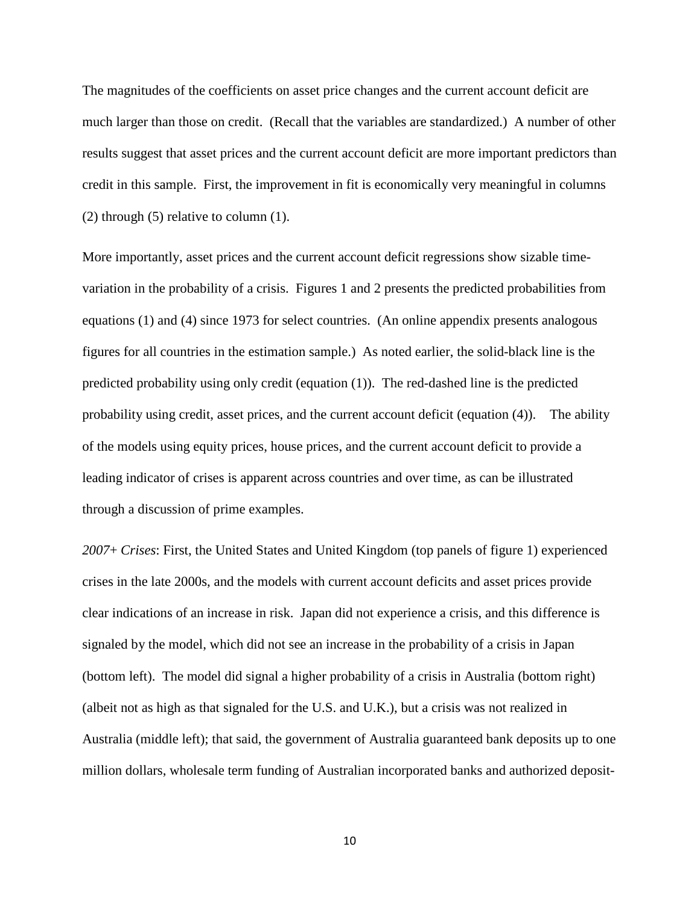The magnitudes of the coefficients on asset price changes and the current account deficit are much larger than those on credit. (Recall that the variables are standardized.) A number of other results suggest that asset prices and the current account deficit are more important predictors than credit in this sample. First, the improvement in fit is economically very meaningful in columns (2) through (5) relative to column (1).

More importantly, asset prices and the current account deficit regressions show sizable time-variation in the probability of a crisis. Figures 1 and 2 presents the predicted probabilities from equations (1) and (4) since 1973 for select countries. (An online appendix presents analogous figures for all countries in the estimation sample.) As noted earlier, the solid-black line is the predicted probability using only credit (equation (1)). The red-dashed line is the predicted probability using credit, asset prices, and the current account deficit (equation (4)). The ability of the models using equity prices, house prices, and the current account deficit to provide a leading indicator of crises is apparent across countries and over time, as can be illustrated through a discussion of prime examples.

*2007+ Crises*: First, the United States and United Kingdom (top panels of figure 1) experienced crises in the late 2000s, and the models with current account deficits and asset prices provide clear indications of an increase in risk. Japan did not experience a crisis, and this difference is signaled by the model, which did not see an increase in the probability of a crisis in Japan (bottom left). The model did signal a higher probability of a crisis in Australia (bottom right) (albeit not as high as that signaled for the U.S. and U.K.), but a crisis was not realized in Australia (middle left); that said, the government of Australia guaranteed bank deposits up to one million dollars, wholesale term funding of Australian incorporated banks and authorized deposit-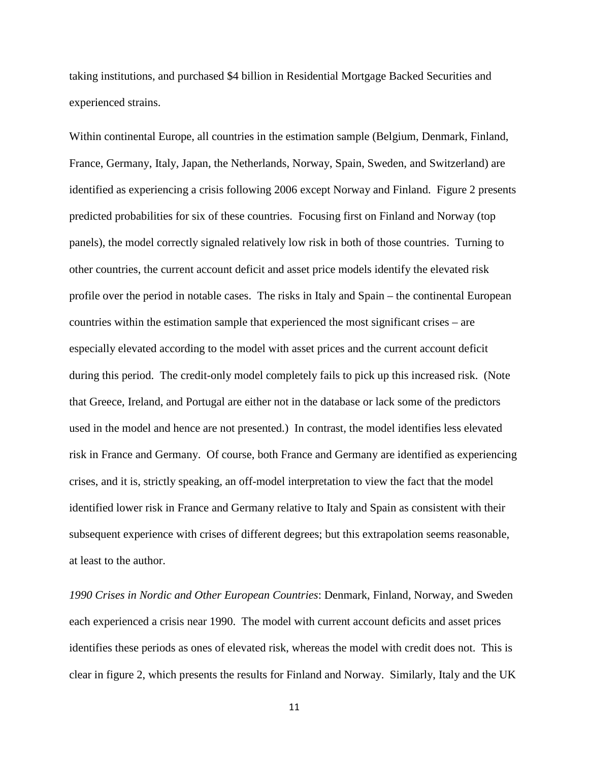taking institutions, and purchased $4 billion in Residential Mortgage Backed Securities and experienced strains.

Within continental Europe, all countries in the estimation sample (Belgium, Denmark, Finland, France, Germany, Italy, Japan, the Netherlands, Norway, Spain, Sweden, and Switzerland) are identified as experiencing a crisis following 2006 except Norway and Finland. Figure 2 presents predicted probabilities for six of these countries. Focusing first on Finland and Norway (top panels), the model correctly signaled relatively low risk in both of those countries. Turning to other countries, the current account deficit and asset price models identify the elevated risk profile over the period in notable cases. The risks in Italy and Spain – the continental European countries within the estimation sample that experienced the most significant crises – are especially elevated according to the model with asset prices and the current account deficit during this period. The credit-only model completely fails to pick up this increased risk. (Note that Greece, Ireland, and Portugal are either not in the database or lack some of the predictors used in the model and hence are not presented.) In contrast, the model identifies less elevated risk in France and Germany. Of course, both France and Germany are identified as experiencing crises, and it is, strictly speaking, an off-model interpretation to view the fact that the model identified lower risk in France and Germany relative to Italy and Spain as consistent with their subsequent experience with crises of different degrees; but this extrapolation seems reasonable, at least to the author.

*1990 Crises in Nordic and Other European Countries*: Denmark, Finland, Norway, and Sweden each experienced a crisis near 1990. The model with current account deficits and asset prices identifies these periods as ones of elevated risk, whereas the model with credit does not. This is clear in figure 2, which presents the results for Finland and Norway. Similarly, Italy and the UK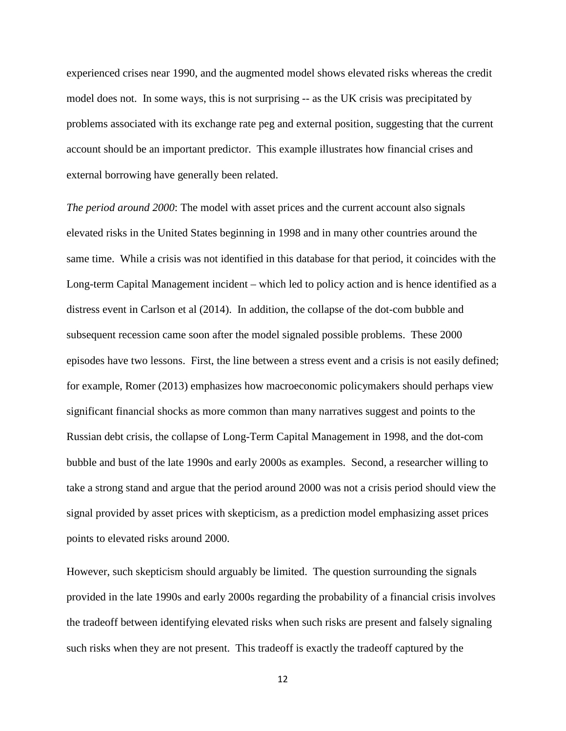experienced crises near 1990, and the augmented model shows elevated risks whereas the credit model does not. In some ways, this is not surprising -- as the UK crisis was precipitated by problems associated with its exchange rate peg and external position, suggesting that the current account should be an important predictor. This example illustrates how financial crises and external borrowing have generally been related.

*The period around 2000*: The model with asset prices and the current account also signals elevated risks in the United States beginning in 1998 and in many other countries around the same time. While a crisis was not identified in this database for that period, it coincides with the Long-term Capital Management incident – which led to policy action and is hence identified as a distress event in Carlson et al (2014). In addition, the collapse of the dot-com bubble and subsequent recession came soon after the model signaled possible problems. These 2000 episodes have two lessons. First, the line between a stress event and a crisis is not easily defined; for example, Romer (2013) emphasizes how macroeconomic policymakers should perhaps view significant financial shocks as more common than many narratives suggest and points to the Russian debt crisis, the collapse of Long-Term Capital Management in 1998, and the dot-com bubble and bust of the late 1990s and early 2000s as examples. Second, a researcher willing to take a strong stand and argue that the period around 2000 was not a crisis period should view the signal provided by asset prices with skepticism, as a prediction model emphasizing asset prices points to elevated risks around 2000.

However, such skepticism should arguably be limited. The question surrounding the signals provided in the late 1990s and early 2000s regarding the probability of a financial crisis involves the tradeoff between identifying elevated risks when such risks are present and falsely signaling such risks when they are not present. This tradeoff is exactly the tradeoff captured by the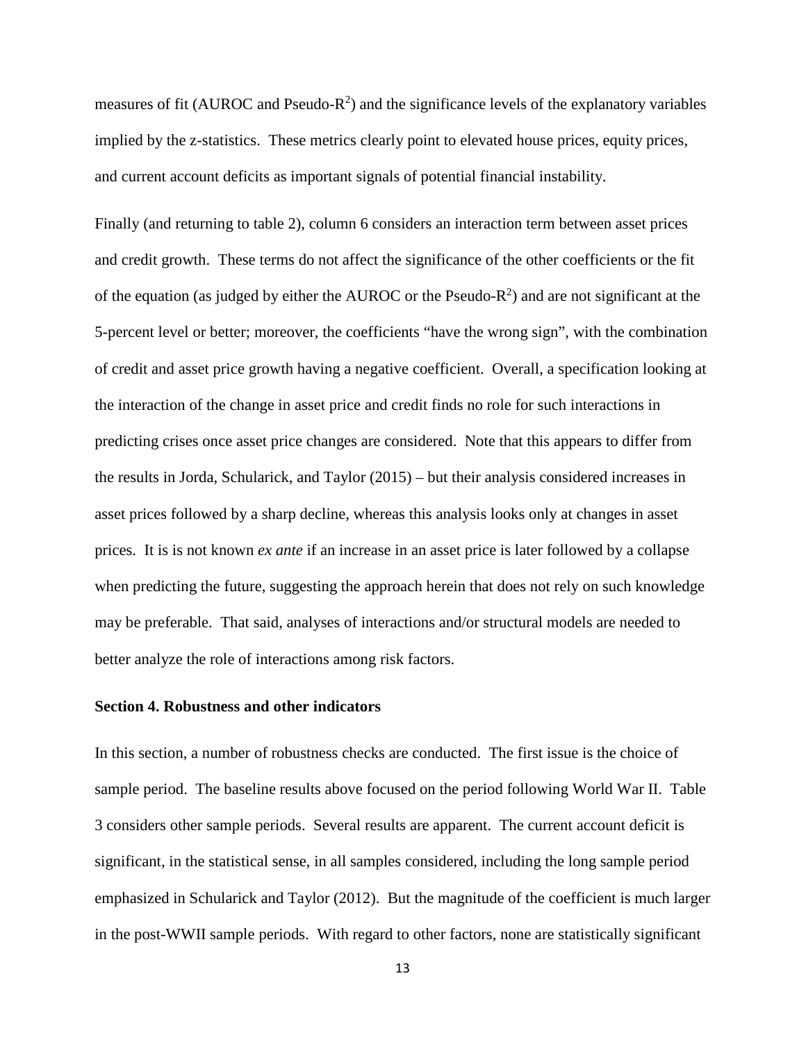measures of fit (AUROC and Pseudo-$R^2$) and the significance levels of the explanatory variables implied by the z-statistics. These metrics clearly point to elevated house prices, equity prices, and current account deficits as important signals of potential financial instability.

Finally (and returning to table 2), column 6 considers an interaction term between asset prices and credit growth. These terms do not affect the significance of the other coefficients or the fit of the equation (as judged by either the AUROC or the Pseudo-$R^2$) and are not significant at the 5-percent level or better; moreover, the coefficients "have the wrong sign", with the combination of credit and asset price growth having a negative coefficient. Overall, a specification looking at the interaction of the change in asset price and credit finds no role for such interactions in predicting crises once asset price changes are considered. Note that this appears to differ from the results in Jorda, Schularick, and Taylor (2015) – but their analysis considered increases in asset prices followed by a sharp decline, whereas this analysis looks only at changes in asset prices. It is is not known *ex ante* if an increase in an asset price is later followed by a collapse when predicting the future, suggesting the approach herein that does not rely on such knowledge may be preferable. That said, analyses of interactions and/or structural models are needed to better analyze the role of interactions among risk factors.

**Section 4. Robustness and other indicators**

In this section, a number of robustness checks are conducted. The first issue is the choice of sample period. The baseline results above focused on the period following World War II. Table 3 considers other sample periods. Several results are apparent. The current account deficit is significant, in the statistical sense, in all samples considered, including the long sample period emphasized in Schularick and Taylor (2012). But the magnitude of the coefficient is much larger in the post-WWII sample periods. With regard to other factors, none are statistically significant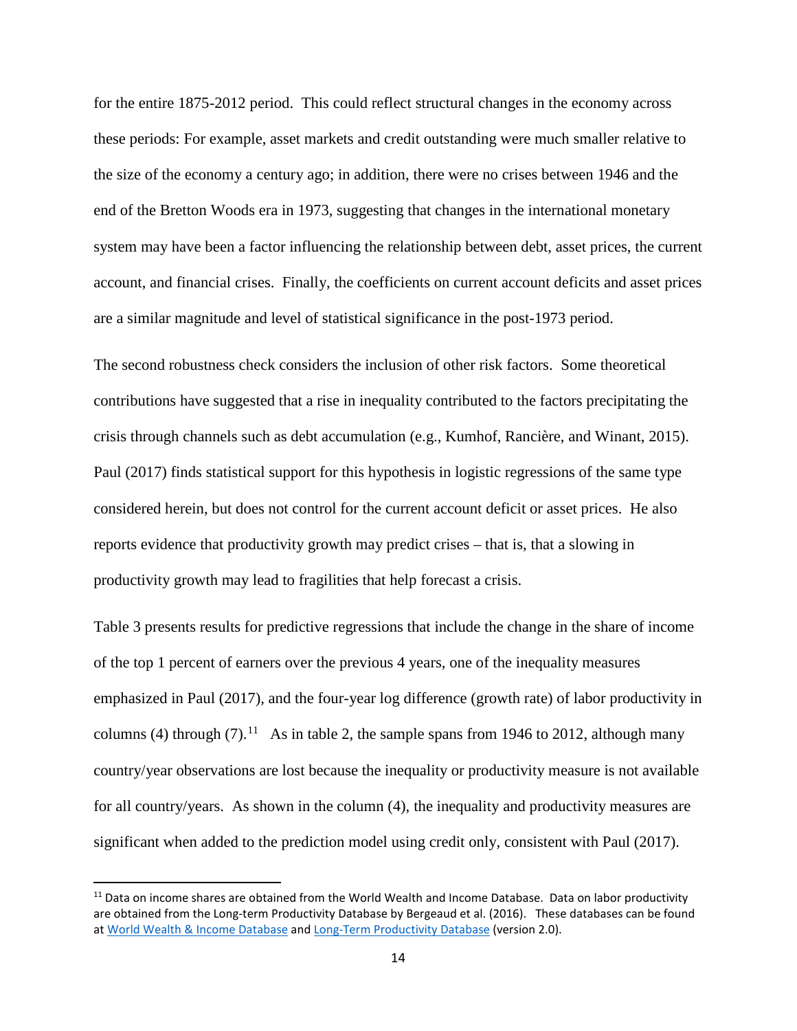for the entire 1875-2012 period. This could reflect structural changes in the economy across these periods: For example, asset markets and credit outstanding were much smaller relative to the size of the economy a century ago; in addition, there were no crises between 1946 and the end of the Bretton Woods era in 1973, suggesting that changes in the international monetary system may have been a factor influencing the relationship between debt, asset prices, the current account, and financial crises. Finally, the coefficients on current account deficits and asset prices are a similar magnitude and level of statistical significance in the post-1973 period.

The second robustness check considers the inclusion of other risk factors. Some theoretical contributions have suggested that a rise in inequality contributed to the factors precipitating the crisis through channels such as debt accumulation (e.g., Kumhof, Rancière, and Winant, 2015). Paul (2017) finds statistical support for this hypothesis in logistic regressions of the same type considered herein, but does not control for the current account deficit or asset prices. He also reports evidence that productivity growth may predict crises – that is, that a slowing in productivity growth may lead to fragilities that help forecast a crisis.

Table 3 presents results for predictive regressions that include the change in the share of income of the top 1 percent of earners over the previous 4 years, one of the inequality measures emphasized in Paul (2017), and the four-year log difference (growth rate) of labor productivity in columns (4) through (7).[11] As in table 2, the sample spans from 1946 to 2012, although many country/year observations are lost because the inequality or productivity measure is not available for all country/years. As shown in the column (4), the inequality and productivity measures are significant when added to the prediction model using credit only, consistent with Paul (2017).

[11] Data on income shares are obtained from the World Wealth and Income Database. Data on labor productivity are obtained from the Long-term Productivity Database by Bergeaud et al. (2016). These databases can be found at World Wealth & Income Database and Long-Term Productivity Database (version 2.0).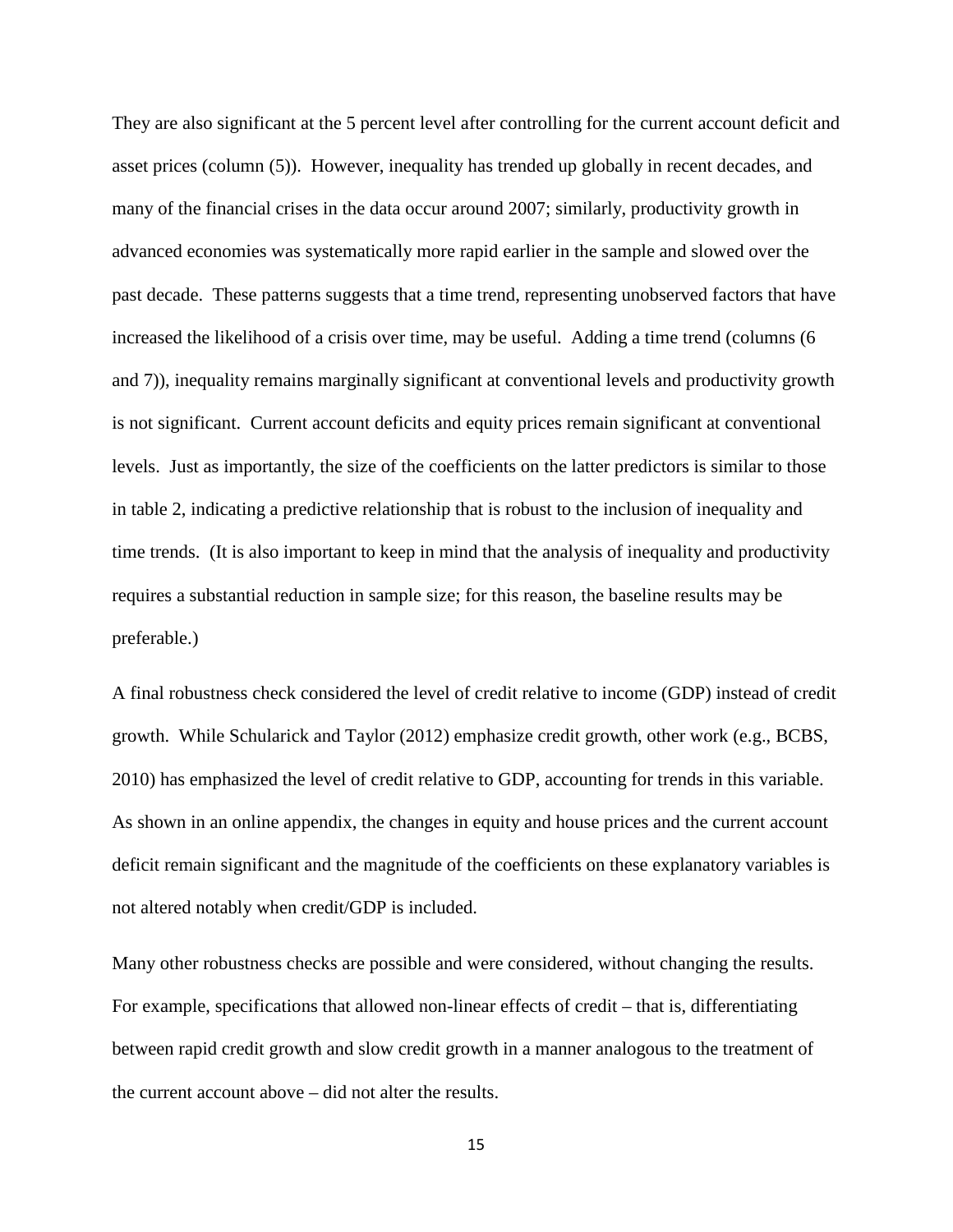They are also significant at the 5 percent level after controlling for the current account deficit and asset prices (column (5)). However, inequality has trended up globally in recent decades, and many of the financial crises in the data occur around 2007; similarly, productivity growth in advanced economies was systematically more rapid earlier in the sample and slowed over the past decade. These patterns suggests that a time trend, representing unobserved factors that have increased the likelihood of a crisis over time, may be useful. Adding a time trend (columns (6 and 7)), inequality remains marginally significant at conventional levels and productivity growth is not significant. Current account deficits and equity prices remain significant at conventional levels. Just as importantly, the size of the coefficients on the latter predictors is similar to those in table 2, indicating a predictive relationship that is robust to the inclusion of inequality and time trends. (It is also important to keep in mind that the analysis of inequality and productivity requires a substantial reduction in sample size; for this reason, the baseline results may be preferable.)

A final robustness check considered the level of credit relative to income (GDP) instead of credit growth. While Schularick and Taylor (2012) emphasize credit growth, other work (e.g., BCBS, 2010) has emphasized the level of credit relative to GDP, accounting for trends in this variable. As shown in an online appendix, the changes in equity and house prices and the current account deficit remain significant and the magnitude of the coefficients on these explanatory variables is not altered notably when credit/GDP is included.

Many other robustness checks are possible and were considered, without changing the results. For example, specifications that allowed non-linear effects of credit – that is, differentiating between rapid credit growth and slow credit growth in a manner analogous to the treatment of the current account above – did not alter the results.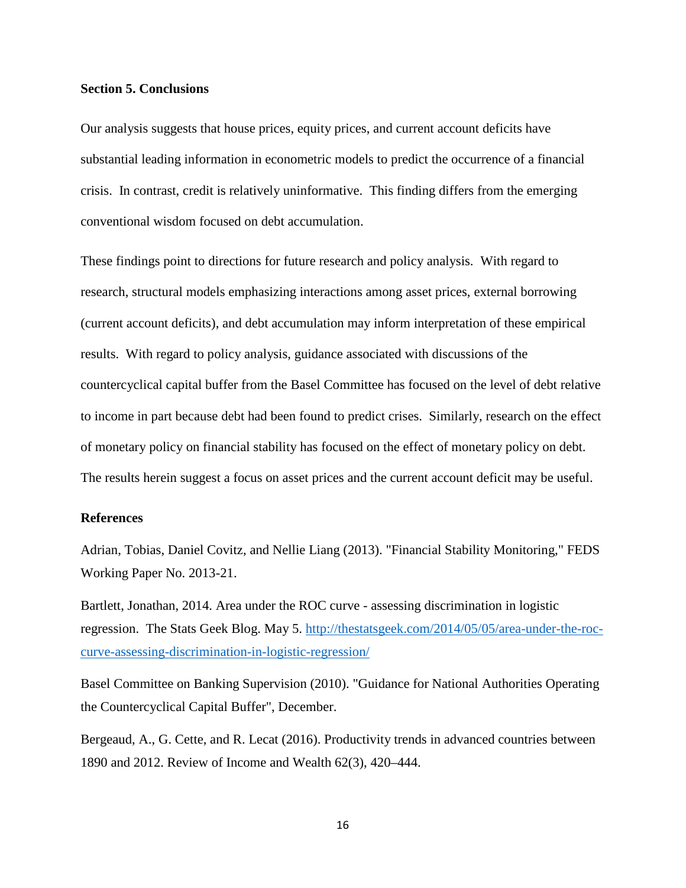## Section 5. Conclusions

Our analysis suggests that house prices, equity prices, and current account deficits have substantial leading information in econometric models to predict the occurrence of a financial crisis. In contrast, credit is relatively uninformative. This finding differs from the emerging conventional wisdom focused on debt accumulation.

These findings point to directions for future research and policy analysis. With regard to research, structural models emphasizing interactions among asset prices, external borrowing (current account deficits), and debt accumulation may inform interpretation of these empirical results. With regard to policy analysis, guidance associated with discussions of the countercyclical capital buffer from the Basel Committee has focused on the level of debt relative to income in part because debt had been found to predict crises. Similarly, research on the effect of monetary policy on financial stability has focused on the effect of monetary policy on debt. The results herein suggest a focus on asset prices and the current account deficit may be useful.

## References

Adrian, Tobias, Daniel Covitz, and Nellie Liang (2013). "Financial Stability Monitoring," FEDS Working Paper No. 2013-21.

Bartlett, Jonathan, 2014. Area under the ROC curve - assessing discrimination in logistic regression. The Stats Geek Blog. May 5. [http://thestatsgeek.com/2014/05/05/area-under-the-roc-curve-assessing-discrimination-in-logistic-regression/](http://thestatsgeek.com/2014/05/05/area-under-the-roc-curve-assessing-discrimination-in-logistic-regression/)

Basel Committee on Banking Supervision (2010). "Guidance for National Authorities Operating the Countercyclical Capital Buffer", December.

Bergeaud, A., G. Cette, and R. Lecat (2016). Productivity trends in advanced countries between 1890 and 2012. Review of Income and Wealth 62(3), 420–444.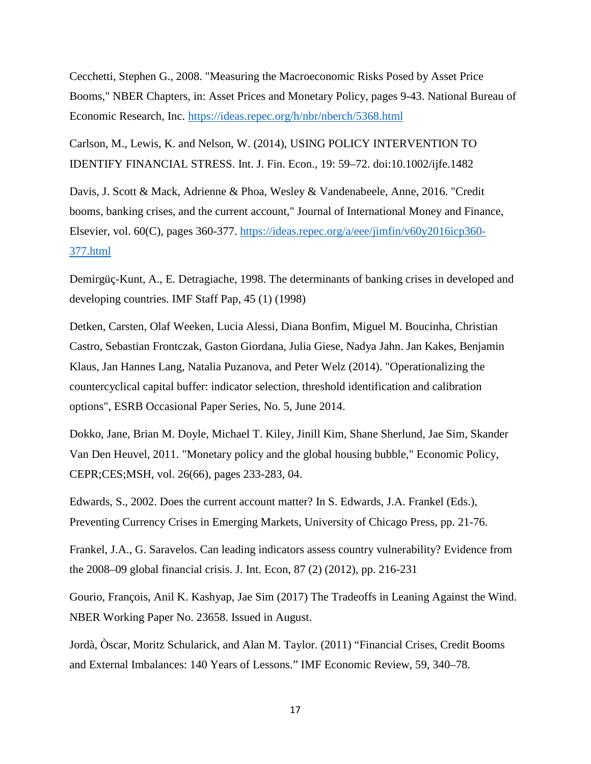Cecchetti, Stephen G., 2008. "Measuring the Macroeconomic Risks Posed by Asset Price Booms," NBER Chapters, in: Asset Prices and Monetary Policy, pages 9-43. National Bureau of Economic Research, Inc. https://ideas.repec.org/h/nbr/nberch/5368.html

Carlson, M., Lewis, K. and Nelson, W. (2014), USING POLICY INTERVENTION TO IDENTIFY FINANCIAL STRESS. Int. J. Fin. Econ., 19: 59–72. doi:10.1002/ijfe.1482

Davis, J. Scott & Mack, Adrienne & Phoa, Wesley & Vandenabeele, Anne, 2016. "Credit booms, banking crises, and the current account," Journal of International Money and Finance, Elsevier, vol. 60(C), pages 360-377. https://ideas.repec.org/a/eee/jimfin/v60y2016icp360-377.html

Demirgüç-Kunt, A., E. Detragiache, 1998. The determinants of banking crises in developed and developing countries. IMF Staff Pap, 45 (1) (1998)

Detken, Carsten, Olaf Weeken, Lucia Alessi, Diana Bonfim, Miguel M. Boucinha, Christian Castro, Sebastian Frontczak, Gaston Giordana, Julia Giese, Nadya Jahn. Jan Kakes, Benjamin Klaus, Jan Hannes Lang, Natalia Puzanova, and Peter Welz (2014). "Operationalizing the countercyclical capital buffer: indicator selection, threshold identification and calibration options", ESRB Occasional Paper Series, No. 5, June 2014.

Dokko, Jane, Brian M. Doyle, Michael T. Kiley, Jinill Kim, Shane Sherlund, Jae Sim, Skander Van Den Heuvel, 2011. "Monetary policy and the global housing bubble," Economic Policy, CEPR;CES;MSH, vol. 26(66), pages 233-283, 04.

Edwards, S., 2002. Does the current account matter? In S. Edwards, J.A. Frankel (Eds.), Preventing Currency Crises in Emerging Markets, University of Chicago Press, pp. 21-76.

Frankel, J.A., G. Saravelos. Can leading indicators assess country vulnerability? Evidence from the 2008–09 global financial crisis. J. Int. Econ, 87 (2) (2012), pp. 216-231

Gourio, François, Anil K. Kashyap, Jae Sim (2017) The Tradeoffs in Leaning Against the Wind. NBER Working Paper No. 23658. Issued in August.

Jordà, Òscar, Moritz Schularick, and Alan M. Taylor. (2011) "Financial Crises, Credit Booms and External Imbalances: 140 Years of Lessons." IMF Economic Review, 59, 340–78.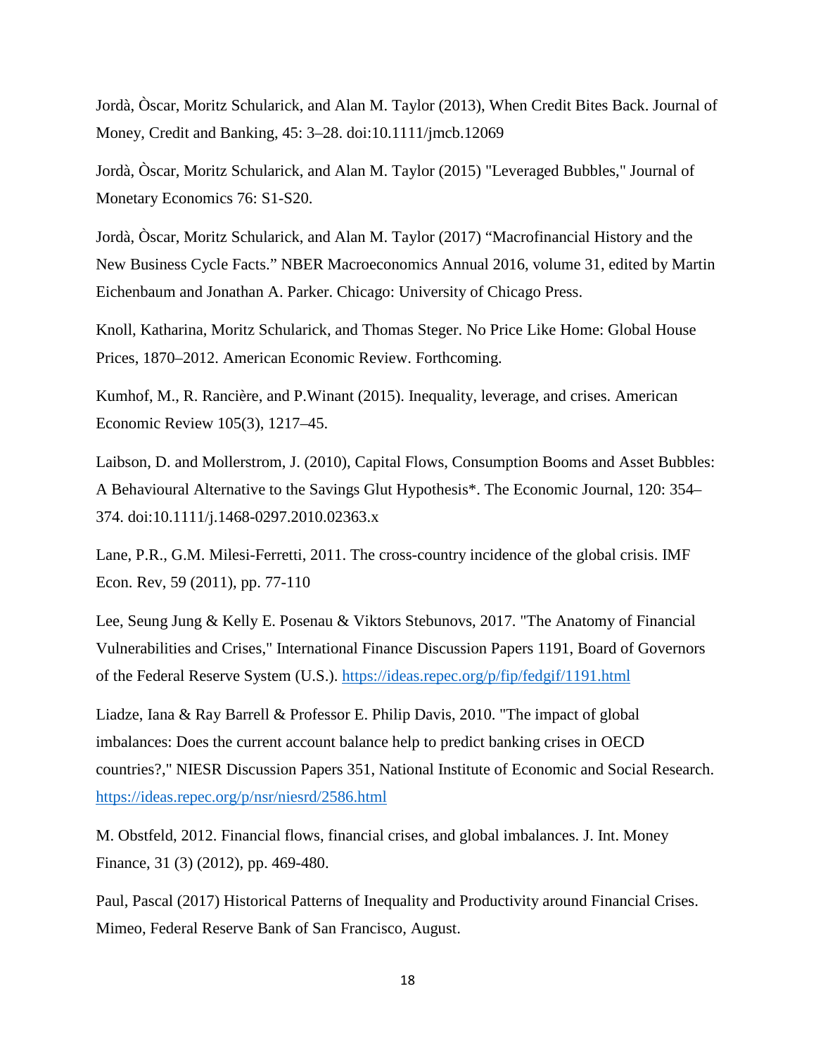Jordà, Òscar, Moritz Schularick, and Alan M. Taylor (2013), When Credit Bites Back. Journal of Money, Credit and Banking, 45: 3–28. doi:10.1111/jmcb.12069

Jordà, Òscar, Moritz Schularick, and Alan M. Taylor (2015) "Leveraged Bubbles," Journal of Monetary Economics 76: S1-S20.

Jordà, Òscar, Moritz Schularick, and Alan M. Taylor (2017) "Macrofinancial History and the New Business Cycle Facts." NBER Macroeconomics Annual 2016, volume 31, edited by Martin Eichenbaum and Jonathan A. Parker. Chicago: University of Chicago Press.

Knoll, Katharina, Moritz Schularick, and Thomas Steger. No Price Like Home: Global House Prices, 1870–2012. American Economic Review. Forthcoming.

Kumhof, M., R. Rancière, and P.Winant (2015). Inequality, leverage, and crises. American Economic Review 105(3), 1217–45.

Laibson, D. and Mollerstrom, J. (2010), Capital Flows, Consumption Booms and Asset Bubbles: A Behavioural Alternative to the Savings Glut Hypothesis*. The Economic Journal, 120: 354–374. doi:10.1111/j.1468-0297.2010.02363.x

Lane, P.R., G.M. Milesi-Ferretti, 2011. The cross-country incidence of the global crisis. IMF Econ. Rev, 59 (2011), pp. 77-110

Lee, Seung Jung & Kelly E. Posenau & Viktors Stebunovs, 2017. "The Anatomy of Financial Vulnerabilities and Crises," International Finance Discussion Papers 1191, Board of Governors of the Federal Reserve System (U.S.). https://ideas.repec.org/p/fip/fedgif/1191.html

Liadze, Iana & Ray Barrell & Professor E. Philip Davis, 2010. "The impact of global imbalances: Does the current account balance help to predict banking crises in OECD countries?," NIESR Discussion Papers 351, National Institute of Economic and Social Research. https://ideas.repec.org/p/nsr/niesrd/2586.html

M. Obstfeld, 2012. Financial flows, financial crises, and global imbalances. J. Int. Money Finance, 31 (3) (2012), pp. 469-480.

Paul, Pascal (2017) Historical Patterns of Inequality and Productivity around Financial Crises. Mimeo, Federal Reserve Bank of San Francisco, August.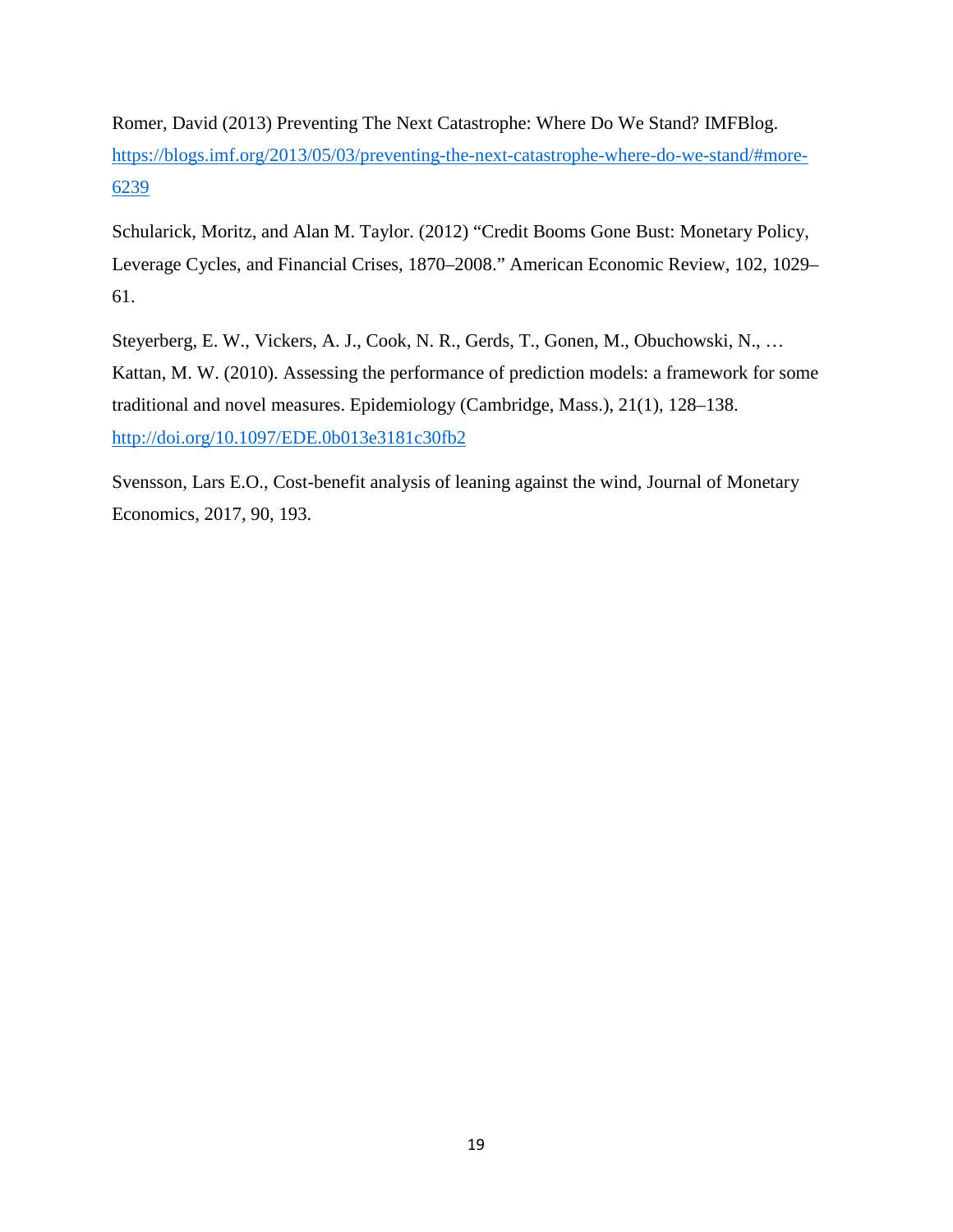Romer, David (2013) Preventing The Next Catastrophe: Where Do We Stand? IMFBlog. https://blogs.imf.org/2013/05/03/preventing-the-next-catastrophe-where-do-we-stand/#more-6239

Schularick, Moritz, and Alan M. Taylor. (2012) "Credit Booms Gone Bust: Monetary Policy, Leverage Cycles, and Financial Crises, 1870–2008." American Economic Review, 102, 1029–61.

Steyerberg, E. W., Vickers, A. J., Cook, N. R., Gerds, T., Gonen, M., Obuchowski, N., … Kattan, M. W. (2010). Assessing the performance of prediction models: a framework for some traditional and novel measures. Epidemiology (Cambridge, Mass.), 21(1), 128–138. http://doi.org/10.1097/EDE.0b013e3181c30fb2

Svensson, Lars E.O., Cost-benefit analysis of leaning against the wind, Journal of Monetary Economics, 2017, 90, 193.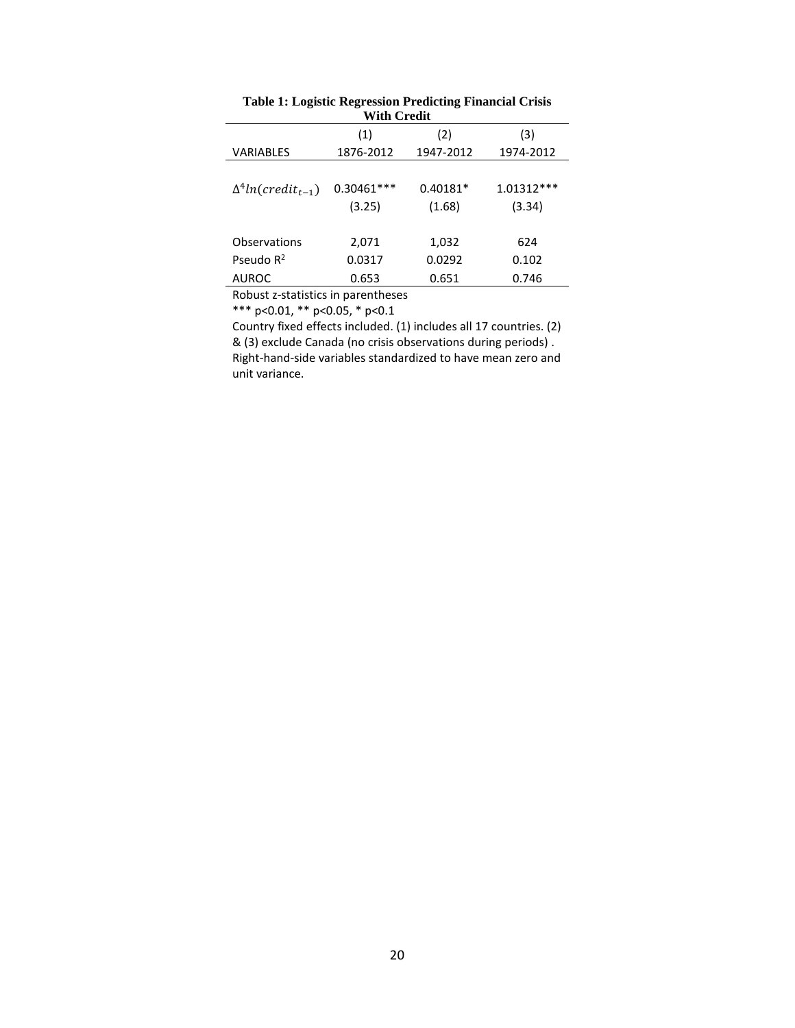**Table 1: Logistic Regression Predicting Financial Crisis With Credit**

| | (1) | (2) | (3) |
|---|---|---|---|
| VARIABLES | 1876-2012 | 1947-2012 | 1974-2012 |
| | | | |
| $\Delta^4 ln(credit_{t-1})$ | 0.30461*** | 0.40181* | 1.01312*** |
| | (3.25) | (1.68) | (3.34) |
| | | | |
| Observations | 2,071 | 1,032 | 624 |
| Pseudo $R^2$ | 0.0317 | 0.0292 | 0.102 |
| AUROC | 0.653 | 0.651 | 0.746 |

Robust z-statistics in parentheses

*** p<0.01, ** p<0.05, * p<0.1

Country fixed effects included. (1) includes all 17 countries. (2) & (3) exclude Canada (no crisis observations during periods) . Right-hand-side variables standardized to have mean zero and unit variance.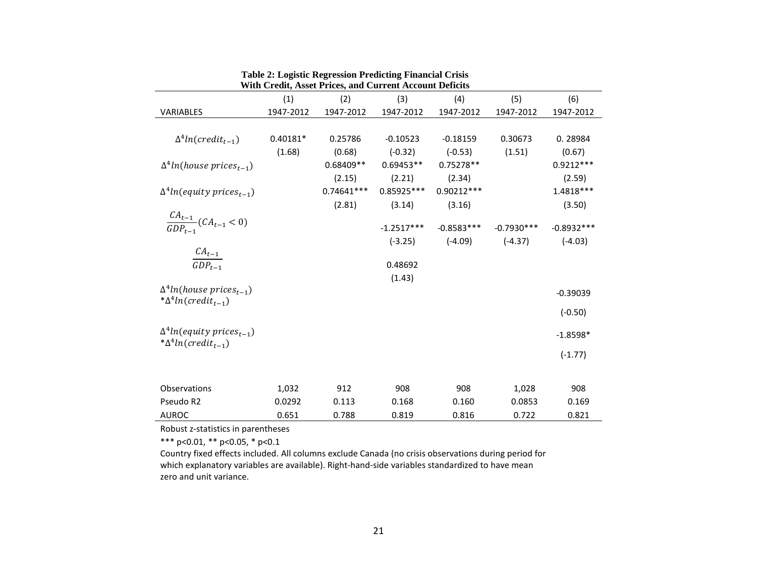**Table 2: Logistic Regression Predicting Financial Crisis With Credit, Asset Prices, and Current Account Deficits**

| | (1) | (2) | (3) | (4) | (5) | (6) |
|---|---|---|---|---|---|---|
| VARIABLES | 1947-2012 | 1947-2012 | 1947-2012 | 1947-2012 | 1947-2012 | 1947-2012 |
| $\Delta^4 ln(credit_{t-1})$ | 0.40181* | 0.25786 | -0.10523 | -0.18159 | 0.30673 | 0. 28984 |
| | (1.68) | (0.68) | (-0.32) | (-0.53) | (1.51) | (0.67) |
| $\Delta^4 ln(house\ prices_{t-1})$ | | 0.68409** | 0.69453** | 0.75278** | | 0.9212*** |
| | | (2.15) | (2.21) | (2.34) | | (2.59) |
| $\Delta^4 ln(equity\ prices_{t-1})$ | | 0.74641*** | 0.85925*** | 0.90212*** | | 1.4818*** |
| | | (2.81) | (3.14) | (3.16) | | (3.50) |
| $\frac{CA_{t-1}}{GDP_{t-1}}(CA_{t-1} < 0)$ | | | -1.2517*** | -0.8583*** | -0.7930*** | -0.8932*** |
| | | | (-3.25) | (-4.09) | (-4.37) | (-4.03) |
| $\frac{CA_{t-1}}{GDP_{t-1}}$ | | | 0.48692 | | | |
| | | | (1.43) | | | |
| $\Delta^4 ln(house\ prices_{t-1}) * \Delta^4 ln(credit_{t-1})$ | | | | | | -0.39039 |
| | | | | | | (-0.50) |
| $\Delta^4 ln(equity\ prices_{t-1}) * \Delta^4 ln(credit_{t-1})$ | | | | | | -1.8598* |
| | | | | | | (-1.77) |
| Observations | 1,032 | 912 | 908 | 908 | 1,028 | 908 |
| Pseudo R2 | 0.0292 | 0.113 | 0.168 | 0.160 | 0.0853 | 0.169 |
| AUROC | 0.651 | 0.788 | 0.819 | 0.816 | 0.722 | 0.821 |

Robust z-statistics in parentheses

*** p<0.01, ** p<0.05, * p<0.1

Country fixed effects included. All columns exclude Canada (no crisis observations during period for which explanatory variables are available). Right-hand-side variables standardized to have mean zero and unit variance.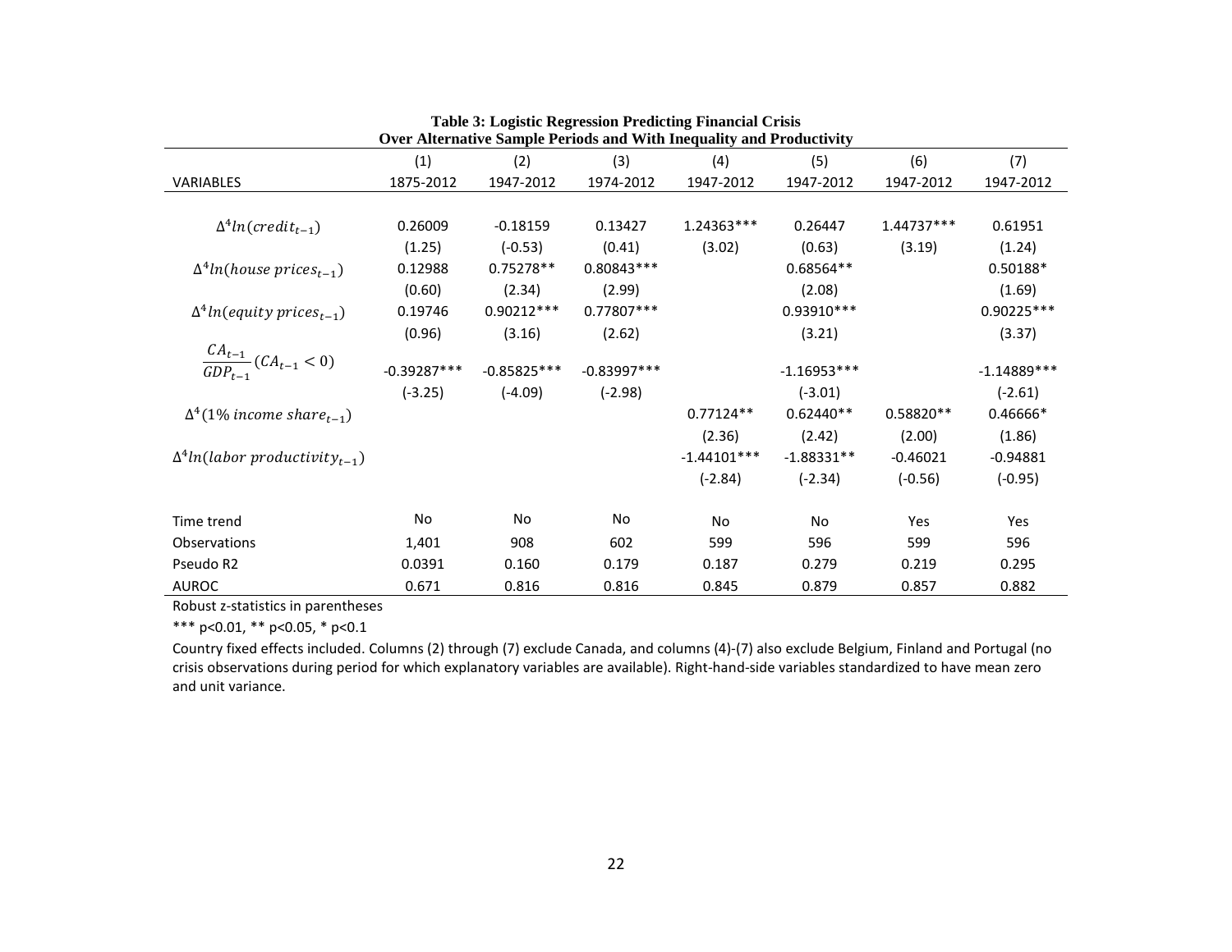**Table 3: Logistic Regression Predicting Financial Crisis**
**Over Alternative Sample Periods and With Inequality and Productivity**

| | (1) | (2) | (3) | (4) | (5) | (6) | (7) |
|---|---|---|---|---|---|---|---|
| VARIABLES | 1875-2012 | 1947-2012 | 1974-2012 | 1947-2012 | 1947-2012 | 1947-2012 | 1947-2012 |
| $\Delta^4 ln(credit_{t-1})$ | 0.26009 | -0.18159 | 0.13427 | 1.24363*** | 0.26447 | 1.44737*** | 0.61951 |
| | (1.25) | (-0.53) | (0.41) | (3.02) | (0.63) | (3.19) | (1.24) |
| $\Delta^4 ln(house\ prices_{t-1})$ | 0.12988 | 0.75278** | 0.80843*** | | 0.68564** | | 0.50188* |
| | (0.60) | (2.34) | (2.99) | | (2.08) | | (1.69) |
| $\Delta^4 ln(equity\ prices_{t-1})$ | 0.19746 | 0.90212*** | 0.77807*** | | 0.93910*** | | 0.90225*** |
| | (0.96) | (3.16) | (2.62) | | (3.21) | | (3.37) |
| $\frac{CA_{t-1}}{GDP_{t-1}}(CA_{t-1} < 0)$ | -0.39287*** | -0.85825*** | -0.83997*** | | -1.16953*** | | -1.14889*** |
| | (-3.25) | (-4.09) | (-2.98) | | (-3.01) | | (-2.61) |
| $\Delta^4(1\%\ income\ share_{t-1})$ | | | | 0.77124** | 0.62440** | 0.58820** | 0.46666* |
| | | | | (2.36) | (2.42) | (2.00) | (1.86) |
| $\Delta^4 ln(labor\ productivity_{t-1})$ | | | | -1.44101*** | -1.88331** | -0.46021 | -0.94881 |
| | | | | (-2.84) | (-2.34) | (-0.56) | (-0.95) |
| Time trend | No | No | No | No | No | Yes | Yes |
| Observations | 1,401 | 908 | 602 | 599 | 596 | 599 | 596 |
| Pseudo R2 | 0.0391 | 0.160 | 0.179 | 0.187 | 0.279 | 0.219 | 0.295 |
| AUROC | 0.671 | 0.816 | 0.816 | 0.845 | 0.879 | 0.857 | 0.882 |

Robust z-statistics in parentheses

*** p<0.01, ** p<0.05, * p<0.1

Country fixed effects included. Columns (2) through (7) exclude Canada, and columns (4)-(7) also exclude Belgium, Finland and Portugal (no crisis observations during period for which explanatory variables are available). Right-hand-side variables standardized to have mean zero and unit variance.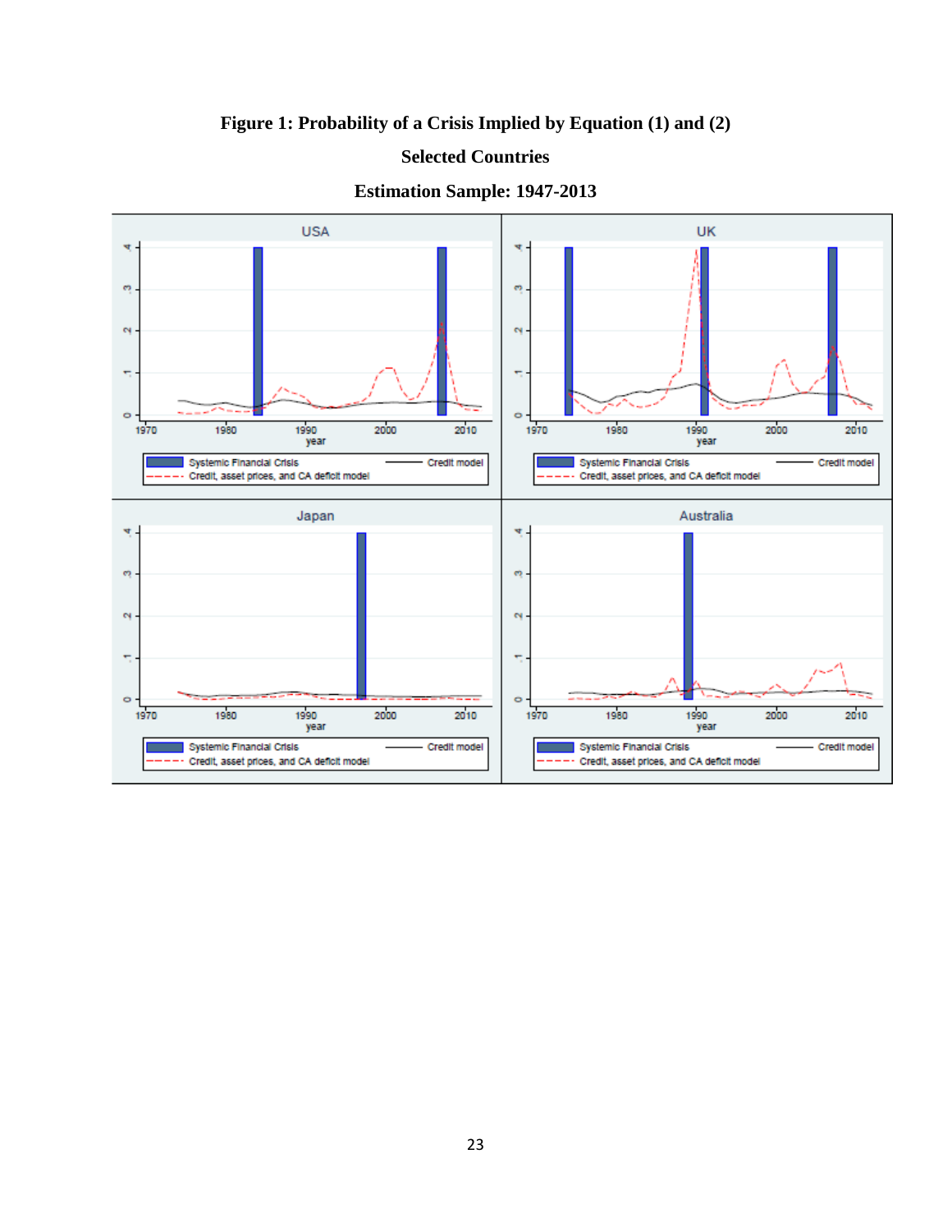**Figure 1: Probability of a Crisis Implied by Equation (1) and (2)**

**Selected Countries**

**Estimation Sample: 1947-2013**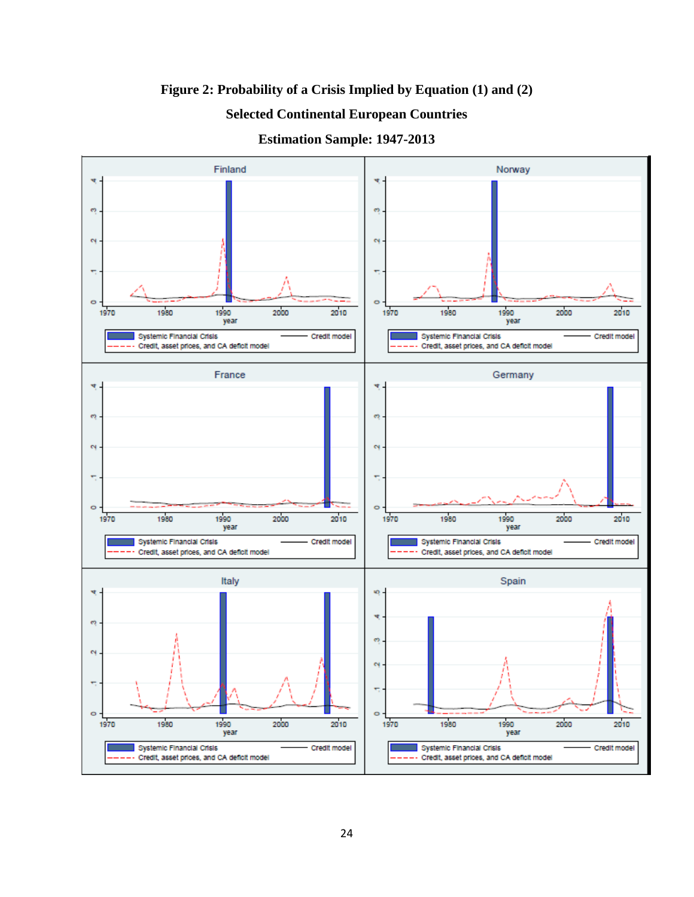**Figure 2: Probability of a Crisis Implied by Equation (1) and (2)**

**Selected Continental European Countries**

**Estimation Sample: 1947-2013**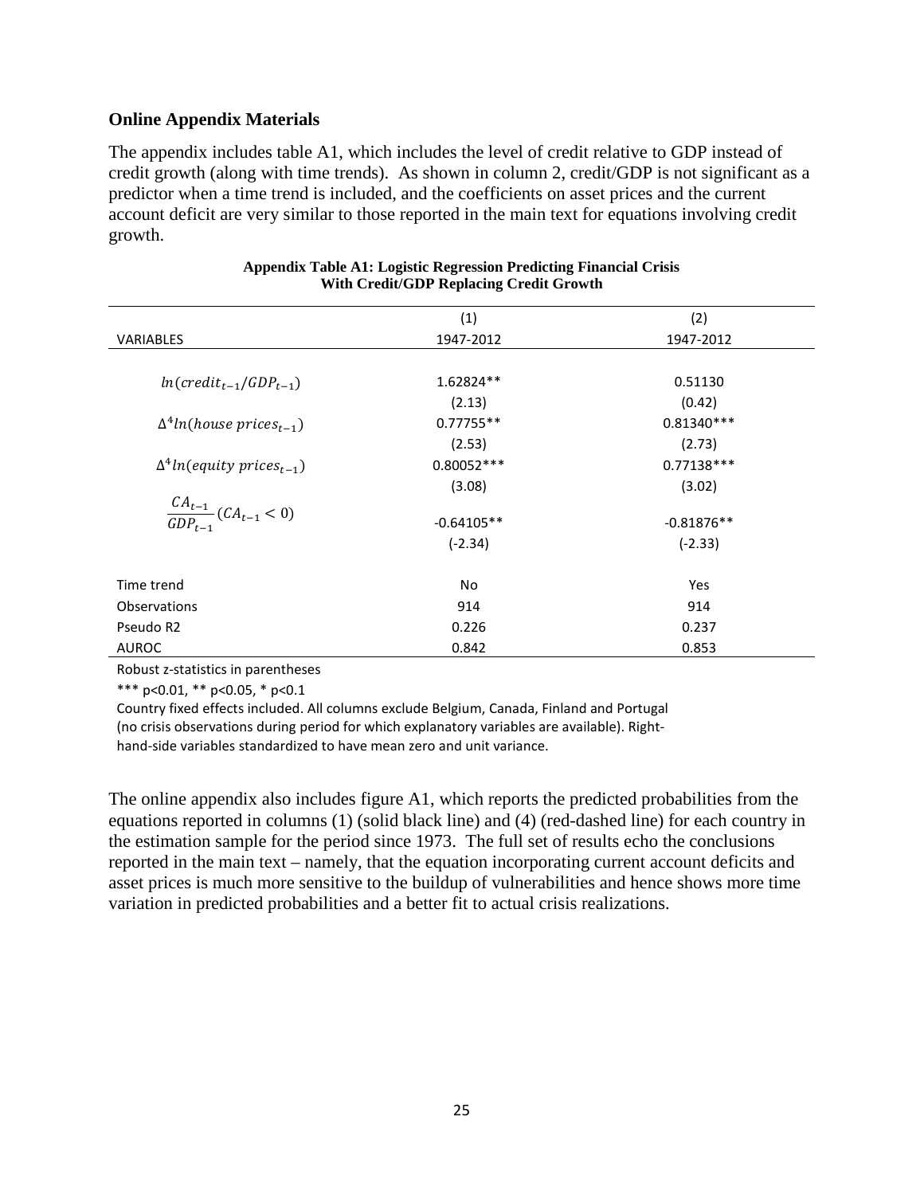**Online Appendix Materials**

The appendix includes table A1, which includes the level of credit relative to GDP instead of credit growth (along with time trends). As shown in column 2, credit/GDP is not significant as a predictor when a time trend is included, and the coefficients on asset prices and the current account deficit are very similar to those reported in the main text for equations involving credit growth.

**Appendix Table A1: Logistic Regression Predicting Financial Crisis With Credit/GDP Replacing Credit Growth**

| | (1) | (2) |
|---|---|---|
| VARIABLES | 1947-2012 | 1947-2012 |
| $ln(credit_{t-1}/GDP_{t-1})$ | 1.62824** | 0.51130 |
| | (2.13) | (0.42) |
| $\Delta^4 ln(house\ prices_{t-1})$ | 0.77755** | 0.81340*** |
| | (2.53) | (2.73) |
| $\Delta^4 ln(equity\ prices_{t-1})$ | 0.80052*** | 0.77138*** |
| | (3.08) | (3.02) |
| $\frac{CA_{t-1}}{GDP_{t-1}}(CA_{t-1} < 0)$ | -0.64105** | -0.81876** |
| | (-2.34) | (-2.33) |
| Time trend | No | Yes |
| Observations | 914 | 914 |
| Pseudo R2 | 0.226 | 0.237 |
| AUROC | 0.842 | 0.853 |

Robust z-statistics in parentheses

*** p<0.01, ** p<0.05, * p<0.1

Country fixed effects included. All columns exclude Belgium, Canada, Finland and Portugal (no crisis observations during period for which explanatory variables are available). Right-hand-side variables standardized to have mean zero and unit variance.

The online appendix also includes figure A1, which reports the predicted probabilities from the equations reported in columns (1) (solid black line) and (4) (red-dashed line) for each country in the estimation sample for the period since 1973. The full set of results echo the conclusions reported in the main text – namely, that the equation incorporating current account deficits and asset prices is much more sensitive to the buildup of vulnerabilities and hence shows more time variation in predicted probabilities and a better fit to actual crisis realizations.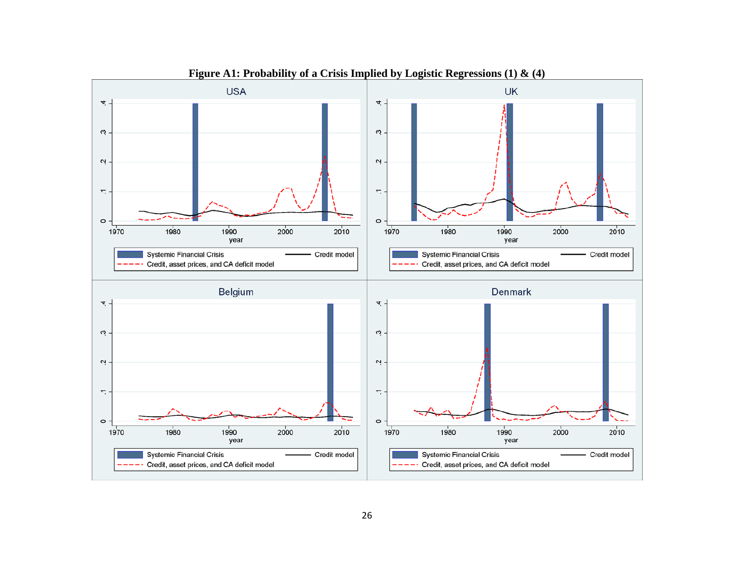**Figure A1: Probability of a Crisis Implied by Logistic Regressions (1) & (4)**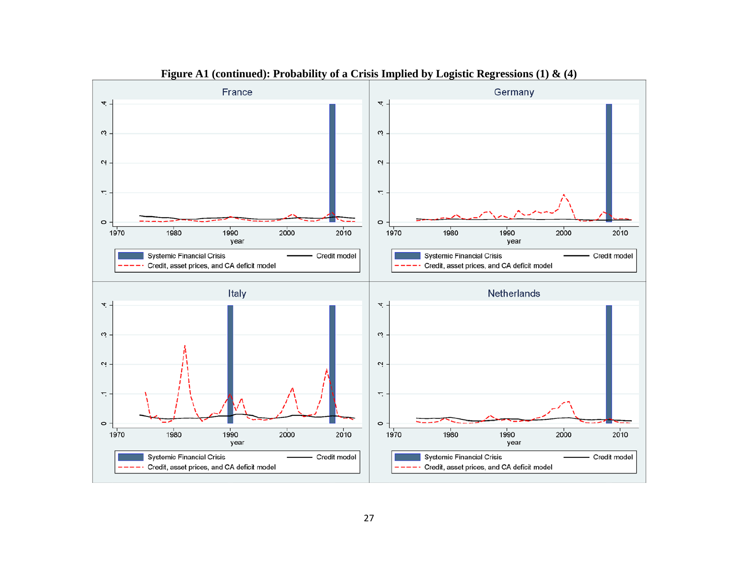**Figure A1 (continued): Probability of a Crisis Implied by Logistic Regressions (1) & (4)**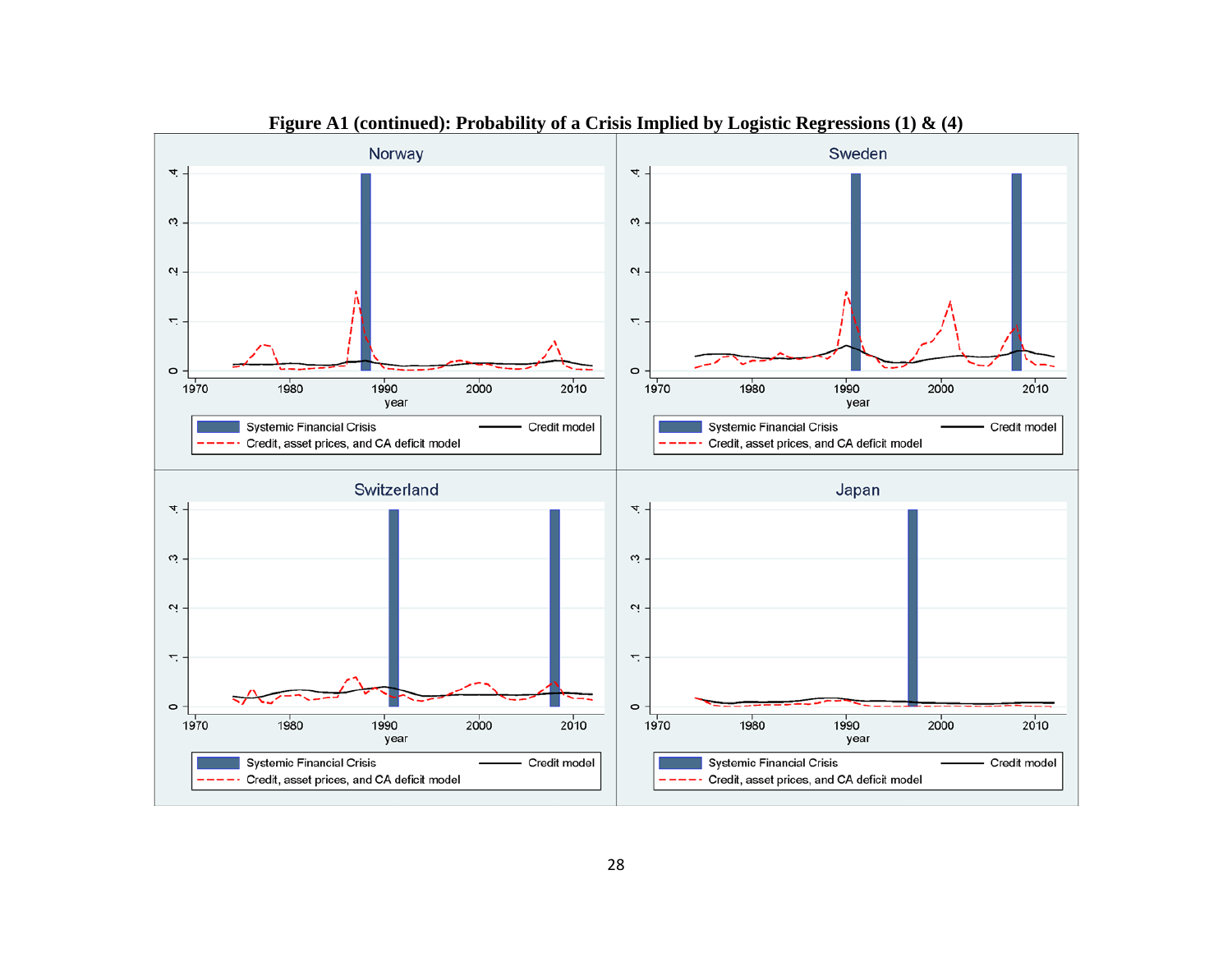**Figure A1 (continued): Probability of a Crisis Implied by Logistic Regressions (1) & (4)**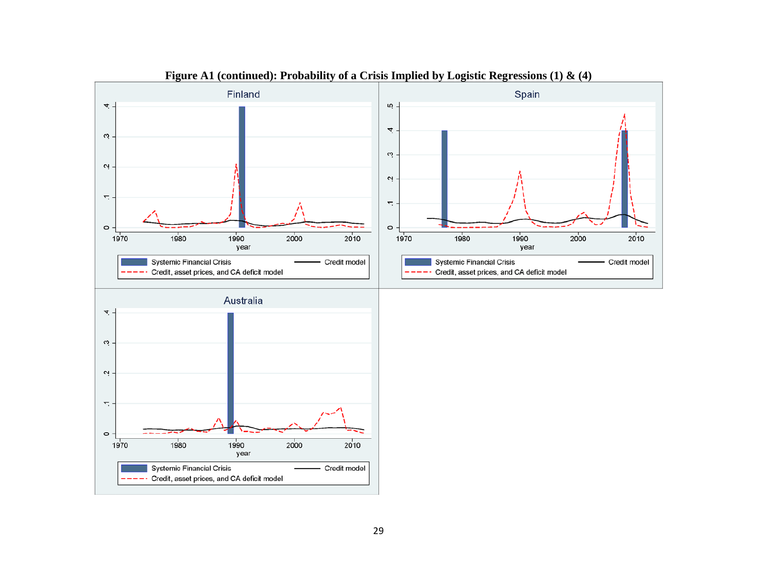**Figure A1 (continued): Probability of a Crisis Implied by Logistic Regressions (1) & (4)**

Finland

0 .1 .2 .3 .4

1970 1980 1990 2000 2010

year

Systemic Financial Crisis

Credit model

Credit, asset prices, and CA deficit model

Spain

0 .1 .2 .3 .4 .5

1970 1980 1990 2000 2010

year

Systemic Financial Crisis

Credit model

Credit, asset prices, and CA deficit model

Australia

0 .1 .2 .3 .4

1970 1980 1990 2000 2010

year

Systemic Financial Crisis

Credit model

Credit, asset prices, and CA deficit model